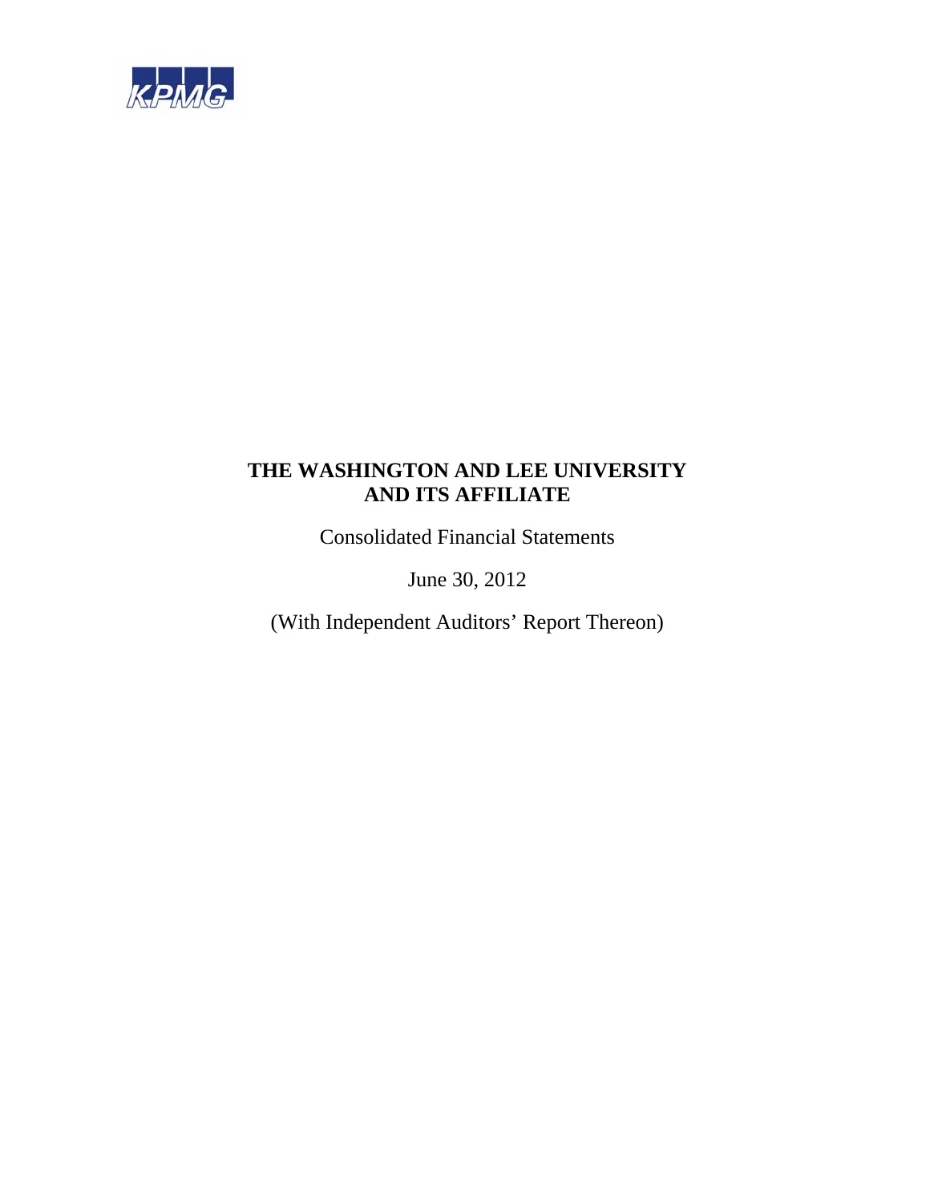KPMG

# THE WASHINGTON AND LEE UNIVERSITY AND ITS AFFILIATE

Consolidated Financial Statements

June 30, 2012

(With Independent Auditors' Report Thereon)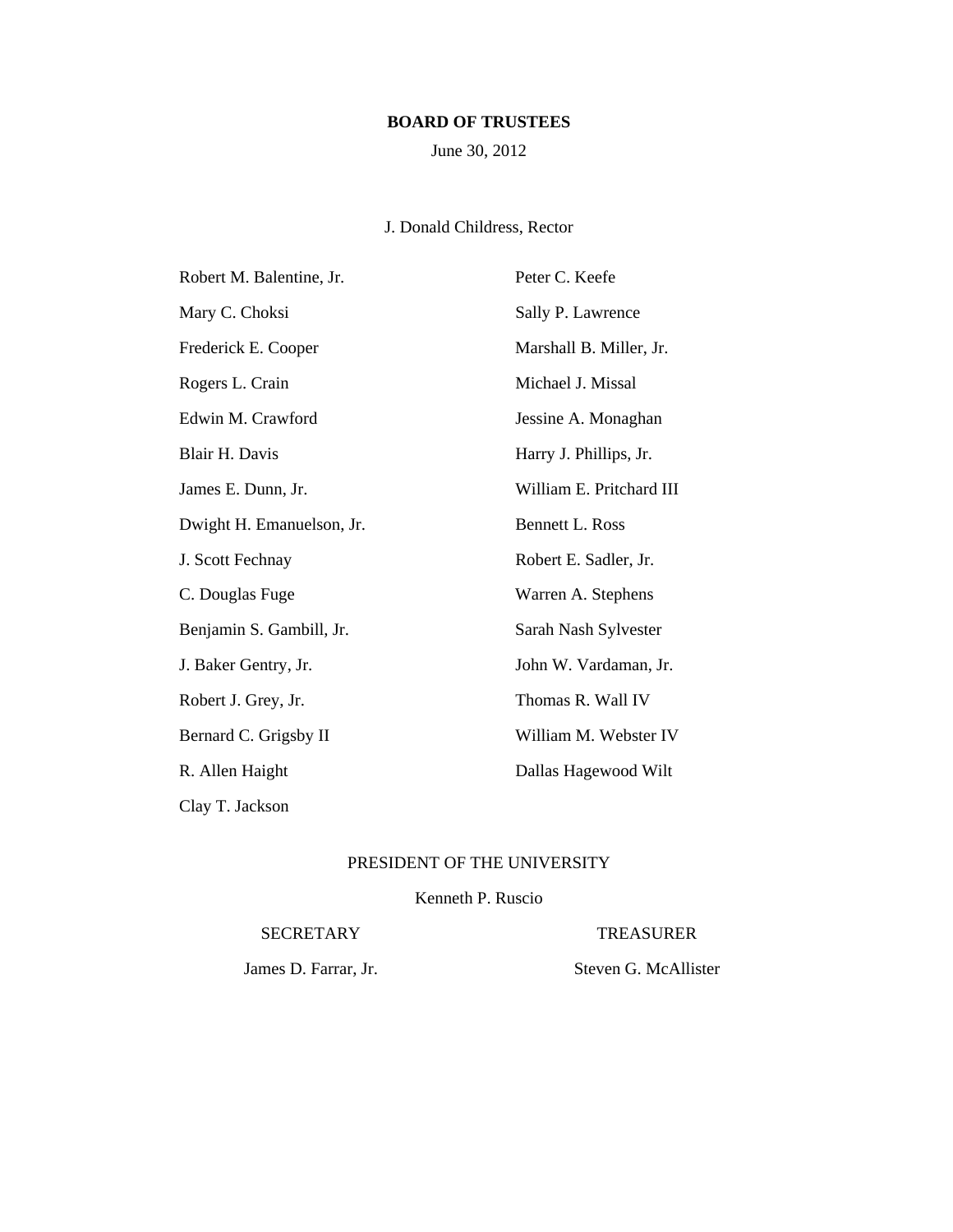# BOARD OF TRUSTEES

June 30, 2012

J. Donald Childress, Rector

Robert M. Balentine, Jr.

Mary C. Choksi

Frederick E. Cooper

Rogers L. Crain

Edwin M. Crawford

Blair H. Davis

James E. Dunn, Jr.

Dwight H. Emanuelson, Jr.

J. Scott Fechnay

C. Douglas Fuge

Benjamin S. Gambill, Jr.

J. Baker Gentry, Jr.

Robert J. Grey, Jr.

Bernard C. Grigsby II

R. Allen Haight

Clay T. Jackson

Peter C. Keefe

Sally P. Lawrence

Marshall B. Miller, Jr.

Michael J. Missal

Jessine A. Monaghan

Harry J. Phillips, Jr.

William E. Pritchard III

Bennett L. Ross

Robert E. Sadler, Jr.

Warren A. Stephens

Sarah Nash Sylvester

John W. Vardaman, Jr.

Thomas R. Wall IV

William M. Webster IV

Dallas Hagewood Wilt

PRESIDENT OF THE UNIVERSITY

Kenneth P. Ruscio

SECRETARY

James D. Farrar, Jr.

TREASURER

Steven G. McAllister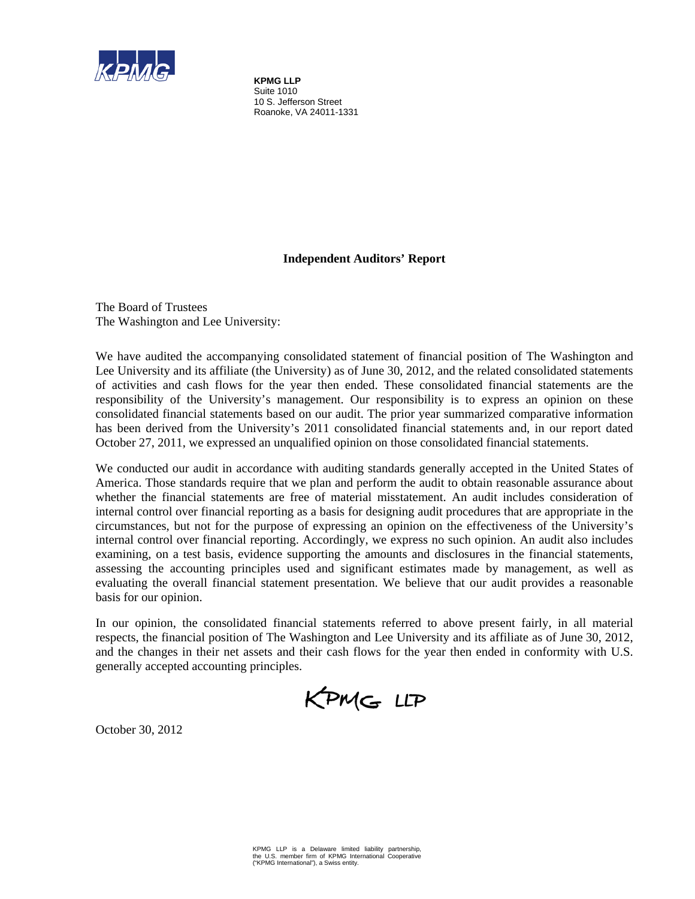KPMG LLP
Suite 1010
10 S. Jefferson Street
Roanoke, VA 24011-1331

## Independent Auditors' Report

The Board of Trustees
The Washington and Lee University:

We have audited the accompanying consolidated statement of financial position of The Washington and Lee University and its affiliate (the University) as of June 30, 2012, and the related consolidated statements of activities and cash flows for the year then ended. These consolidated financial statements are the responsibility of the University's management. Our responsibility is to express an opinion on these consolidated financial statements based on our audit. The prior year summarized comparative information has been derived from the University's 2011 consolidated financial statements and, in our report dated October 27, 2011, we expressed an unqualified opinion on those consolidated financial statements.

We conducted our audit in accordance with auditing standards generally accepted in the United States of America. Those standards require that we plan and perform the audit to obtain reasonable assurance about whether the financial statements are free of material misstatement. An audit includes consideration of internal control over financial reporting as a basis for designing audit procedures that are appropriate in the circumstances, but not for the purpose of expressing an opinion on the effectiveness of the University's internal control over financial reporting. Accordingly, we express no such opinion. An audit also includes examining, on a test basis, evidence supporting the amounts and disclosures in the financial statements, assessing the accounting principles used and significant estimates made by management, as well as evaluating the overall financial statement presentation. We believe that our audit provides a reasonable basis for our opinion.

In our opinion, the consolidated financial statements referred to above present fairly, in all material respects, the financial position of The Washington and Lee University and its affiliate as of June 30, 2012, and the changes in their net assets and their cash flows for the year then ended in conformity with U.S. generally accepted accounting principles.

KPMG LLP

October 30, 2012

KPMG LLP is a Delaware limited liability partnership, the U.S. member firm of KPMG International Cooperative ("KPMG International"), a Swiss entity.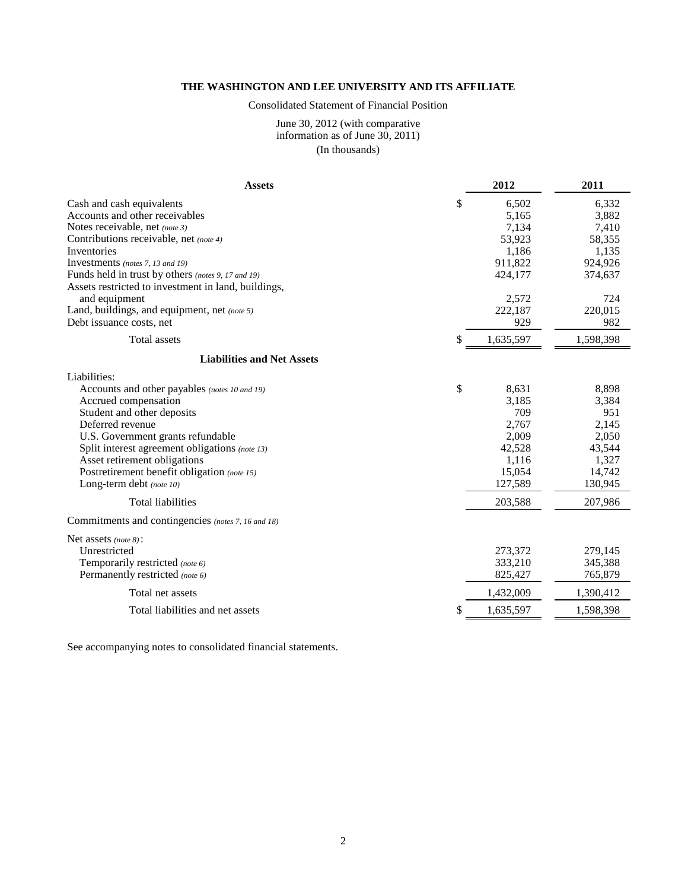# THE WASHINGTON AND LEE UNIVERSITY AND ITS AFFILIATE

Consolidated Statement of Financial Position

June 30, 2012 (with comparative information as of June 30, 2011)

(In thousands)

| Assets | | 2012 | 2011 |
|---|---|---|---|
| Cash and cash equivalents | $ | 6,502 | 6,332 |
| Accounts and other receivables | | 5,165 | 3,882 |
| Notes receivable, net *(note 3)* | | 7,134 | 7,410 |
| Contributions receivable, net *(note 4)* | | 53,923 | 58,355 |
| Inventories | | 1,186 | 1,135 |
| Investments *(notes 7, 13 and 19)* | | 911,822 | 924,926 |
| Funds held in trust by others *(notes 9, 17 and 19)* | | 424,177 | 374,637 |
| Assets restricted to investment in land, buildings, and equipment | | 2,572 | 724 |
| Land, buildings, and equipment, net *(note 5)* | | 222,187 | 220,015 |
| Debt issuance costs, net | | 929 | 982 |
| Total assets | $ | 1,635,597 | 1,598,398 |
| **Liabilities and Net Assets** | | | |
| Liabilities: | | | |
| Accounts and other payables *(notes 10 and 19)* | $ | 8,631 | 8,898 |
| Accrued compensation | | 3,185 | 3,384 |
| Student and other deposits | | 709 | 951 |
| Deferred revenue | | 2,767 | 2,145 |
| U.S. Government grants refundable | | 2,009 | 2,050 |
| Split interest agreement obligations *(note 13)* | | 42,528 | 43,544 |
| Asset retirement obligations | | 1,116 | 1,327 |
| Postretirement benefit obligation *(note 15)* | | 15,054 | 14,742 |
| Long-term debt *(note 10)* | | 127,589 | 130,945 |
| Total liabilities | | 203,588 | 207,986 |
| Commitments and contingencies *(notes 7, 16 and 18)* | | | |
| Net assets *(note 8)*: | | | |
| Unrestricted | | 273,372 | 279,145 |
| Temporarily restricted *(note 6)* | | 333,210 | 345,388 |
| Permanently restricted *(note 6)* | | 825,427 | 765,879 |
| Total net assets | | 1,432,009 | 1,390,412 |
| Total liabilities and net assets | $ | 1,635,597 | 1,598,398 |

See accompanying notes to consolidated financial statements.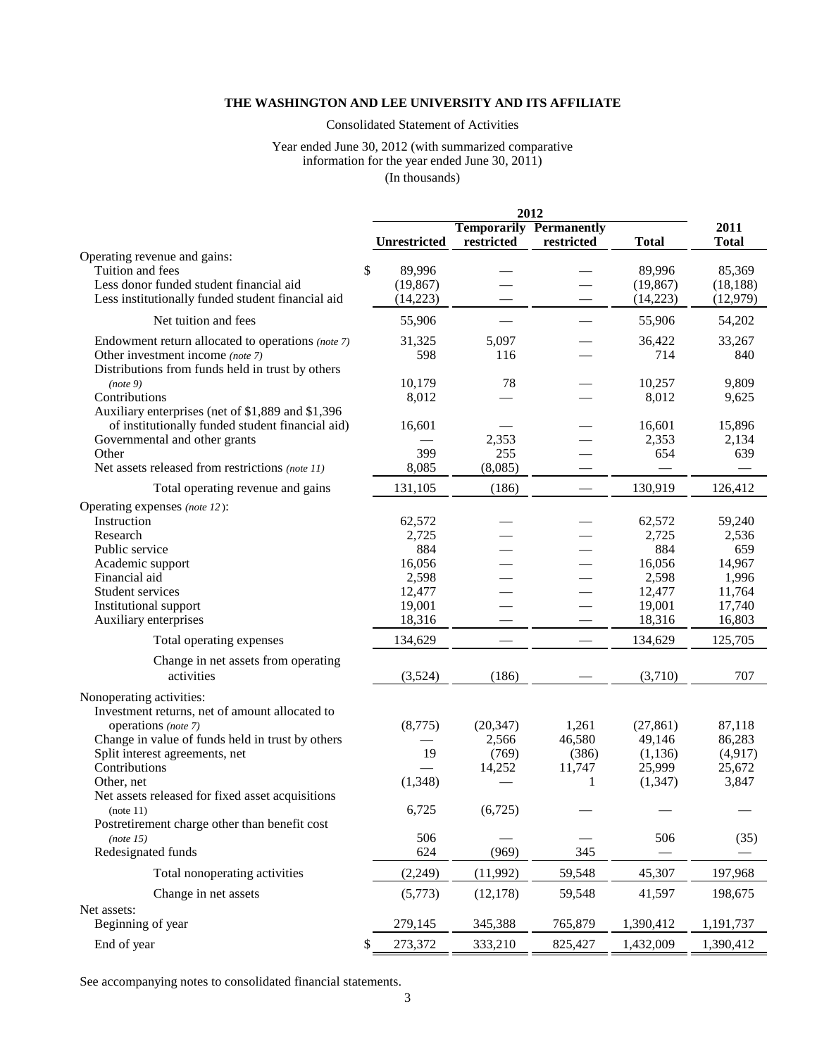**THE WASHINGTON AND LEE UNIVERSITY AND ITS AFFILIATE**

Consolidated Statement of Activities

Year ended June 30, 2012 (with summarized comparative information for the year ended June 30, 2011)

(In thousands)

| | 2012 | | | | 2011 |
|---|---|---|---|---|---|
| | Unrestricted | Temporarily restricted | Permanently restricted | Total | Total |
| Operating revenue and gains: | | | | | |
| Tuition and fees | $ 89,996 | — | — | 89,996 | 85,369 |
| Less donor funded student financial aid | (19,867) | — | — | (19,867) | (18,188) |
| Less institutionally funded student financial aid | (14,223) | — | — | (14,223) | (12,979) |
| Net tuition and fees | 55,906 | — | — | 55,906 | 54,202 |
| Endowment return allocated to operations *(note 7)* | 31,325 | 5,097 | — | 36,422 | 33,267 |
| Other investment income *(note 7)* | 598 | 116 | — | 714 | 840 |
| Distributions from funds held in trust by others *(note 9)* | 10,179 | 78 | — | 10,257 | 9,809 |
| Contributions | 8,012 | — | — | 8,012 | 9,625 |
| Auxiliary enterprises (net of $1,889 and $1,396 of institutionally funded student financial aid) | 16,601 | — | — | 16,601 | 15,896 |
| Governmental and other grants | — | 2,353 | — | 2,353 | 2,134 |
| Other | 399 | 255 | — | 654 | 639 |
| Net assets released from restrictions *(note 11)* | 8,085 | (8,085) | — | — | — |
| Total operating revenue and gains | 131,105 | (186) | — | 130,919 | 126,412 |
| Operating expenses *(note 12)*: | | | | | |
| Instruction | 62,572 | — | — | 62,572 | 59,240 |
| Research | 2,725 | — | — | 2,725 | 2,536 |
| Public service | 884 | — | — | 884 | 659 |
| Academic support | 16,056 | — | — | 16,056 | 14,967 |
| Financial aid | 2,598 | — | — | 2,598 | 1,996 |
| Student services | 12,477 | — | — | 12,477 | 11,764 |
| Institutional support | 19,001 | — | — | 19,001 | 17,740 |
| Auxiliary enterprises | 18,316 | — | — | 18,316 | 16,803 |
| Total operating expenses | 134,629 | — | — | 134,629 | 125,705 |
| Change in net assets from operating activities | (3,524) | (186) | — | (3,710) | 707 |
| Nonoperating activities: | | | | | |
| Investment returns, net of amount allocated to operations *(note 7)* | (8,775) | (20,347) | 1,261 | (27,861) | 87,118 |
| Change in value of funds held in trust by others | — | 2,566 | 46,580 | 49,146 | 86,283 |
| Split interest agreements, net | 19 | (769) | (386) | (1,136) | (4,917) |
| Contributions | — | 14,252 | 11,747 | 25,999 | 25,672 |
| Other, net | (1,348) | — | 1 | (1,347) | 3,847 |
| Net assets released for fixed asset acquisitions (note 11) | 6,725 | (6,725) | — | — | — |
| Postretirement charge other than benefit cost *(note 15)* | 506 | — | — | 506 | (35) |
| Redesignated funds | 624 | (969) | 345 | — | — |
| Total nonoperating activities | (2,249) | (11,992) | 59,548 | 45,307 | 197,968 |
| Change in net assets | (5,773) | (12,178) | 59,548 | 41,597 | 198,675 |
| Net assets: | | | | | |
| Beginning of year | 279,145 | 345,388 | 765,879 | 1,390,412 | 1,191,737 |
| End of year | $ 273,372 | 333,210 | 825,427 | 1,432,009 | 1,390,412 |

See accompanying notes to consolidated financial statements.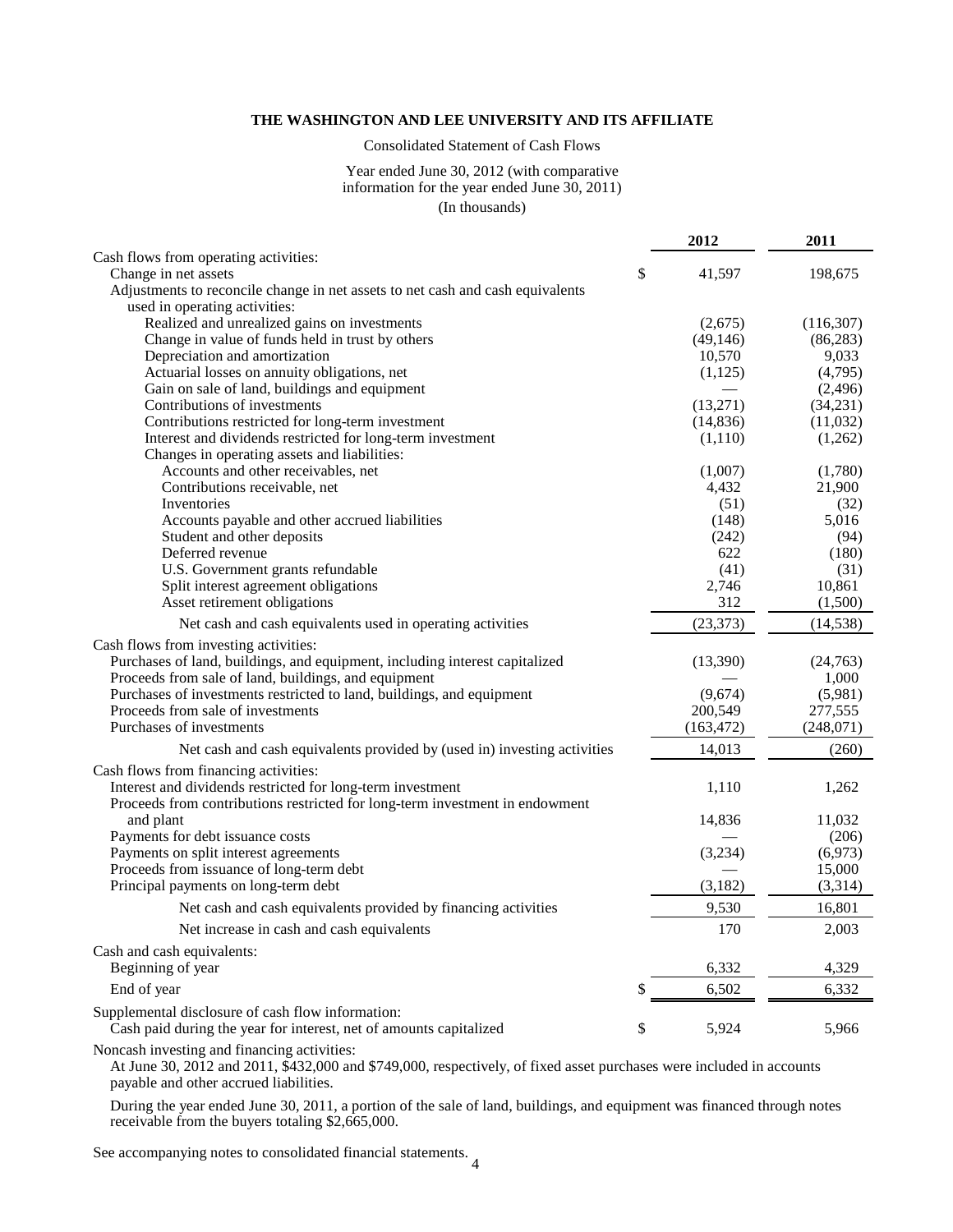**THE WASHINGTON AND LEE UNIVERSITY AND ITS AFFILIATE**

Consolidated Statement of Cash Flows

Year ended June 30, 2012 (with comparative information for the year ended June 30, 2011)

(In thousands)

| | 2012 | 2011 |
|---|---|---|
| Cash flows from operating activities: | | |
| Change in net assets | $ 41,597 | 198,675 |
| Adjustments to reconcile change in net assets to net cash and cash equivalents used in operating activities: | | |
| Realized and unrealized gains on investments | (2,675) | (116,307) |
| Change in value of funds held in trust by others | (49,146) | (86,283) |
| Depreciation and amortization | 10,570 | 9,033 |
| Actuarial losses on annuity obligations, net | (1,125) | (4,795) |
| Gain on sale of land, buildings and equipment | — | (2,496) |
| Contributions of investments | (13,271) | (34,231) |
| Contributions restricted for long-term investment | (14,836) | (11,032) |
| Interest and dividends restricted for long-term investment | (1,110) | (1,262) |
| Changes in operating assets and liabilities: | | |
| Accounts and other receivables, net | (1,007) | (1,780) |
| Contributions receivable, net | 4,432 | 21,900 |
| Inventories | (51) | (32) |
| Accounts payable and other accrued liabilities | (148) | 5,016 |
| Student and other deposits | (242) | (94) |
| Deferred revenue | 622 | (180) |
| U.S. Government grants refundable | (41) | (31) |
| Split interest agreement obligations | 2,746 | 10,861 |
| Asset retirement obligations | 312 | (1,500) |
| Net cash and cash equivalents used in operating activities | (23,373) | (14,538) |
| Cash flows from investing activities: | | |
| Purchases of land, buildings, and equipment, including interest capitalized | (13,390) | (24,763) |
| Proceeds from sale of land, buildings, and equipment | — | 1,000 |
| Purchases of investments restricted to land, buildings, and equipment | (9,674) | (5,981) |
| Proceeds from sale of investments | 200,549 | 277,555 |
| Purchases of investments | (163,472) | (248,071) |
| Net cash and cash equivalents provided by (used in) investing activities | 14,013 | (260) |
| Cash flows from financing activities: | | |
| Interest and dividends restricted for long-term investment | 1,110 | 1,262 |
| Proceeds from contributions restricted for long-term investment in endowment and plant | 14,836 | 11,032 |
| Payments for debt issuance costs | — | (206) |
| Payments on split interest agreements | (3,234) | (6,973) |
| Proceeds from issuance of long-term debt | — | 15,000 |
| Principal payments on long-term debt | (3,182) | (3,314) |
| Net cash and cash equivalents provided by financing activities | 9,530 | 16,801 |
| Net increase in cash and cash equivalents | 170 | 2,003 |
| Cash and cash equivalents: | | |
| Beginning of year | 6,332 | 4,329 |
| End of year | $ 6,502 | 6,332 |
| Supplemental disclosure of cash flow information: | | |
| Cash paid during the year for interest, net of amounts capitalized | $ 5,924 | 5,966 |

Noncash investing and financing activities:

At June 30, 2012 and 2011, $432,000 and $749,000, respectively, of fixed asset purchases were included in accounts payable and other accrued liabilities.

During the year ended June 30, 2011, a portion of the sale of land, buildings, and equipment was financed through notes receivable from the buyers totaling $2,665,000.

See accompanying notes to consolidated financial statements.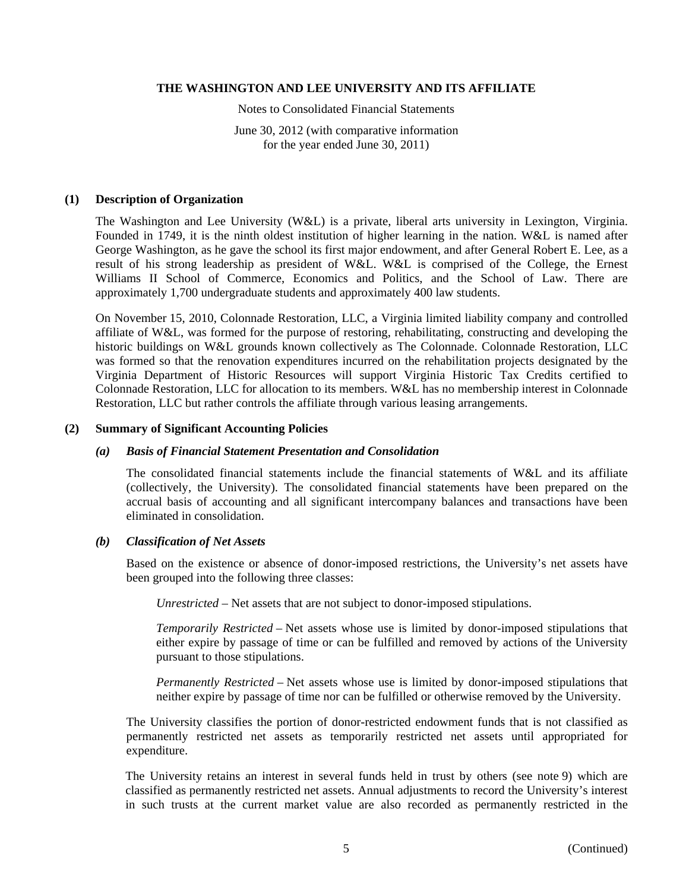# THE WASHINGTON AND LEE UNIVERSITY AND ITS AFFILIATE

Notes to Consolidated Financial Statements

June 30, 2012 (with comparative information for the year ended June 30, 2011)

## (1) Description of Organization

The Washington and Lee University (W&L) is a private, liberal arts university in Lexington, Virginia. Founded in 1749, it is the ninth oldest institution of higher learning in the nation. W&L is named after George Washington, as he gave the school its first major endowment, and after General Robert E. Lee, as a result of his strong leadership as president of W&L. W&L is comprised of the College, the Ernest Williams II School of Commerce, Economics and Politics, and the School of Law. There are approximately 1,700 undergraduate students and approximately 400 law students.

On November 15, 2010, Colonnade Restoration, LLC, a Virginia limited liability company and controlled affiliate of W&L, was formed for the purpose of restoring, rehabilitating, constructing and developing the historic buildings on W&L grounds known collectively as The Colonnade. Colonnade Restoration, LLC was formed so that the renovation expenditures incurred on the rehabilitation projects designated by the Virginia Department of Historic Resources will support Virginia Historic Tax Credits certified to Colonnade Restoration, LLC for allocation to its members. W&L has no membership interest in Colonnade Restoration, LLC but rather controls the affiliate through various leasing arrangements.

## (2) Summary of Significant Accounting Policies

### *(a) Basis of Financial Statement Presentation and Consolidation*

The consolidated financial statements include the financial statements of W&L and its affiliate (collectively, the University). The consolidated financial statements have been prepared on the accrual basis of accounting and all significant intercompany balances and transactions have been eliminated in consolidation.

### *(b) Classification of Net Assets*

Based on the existence or absence of donor-imposed restrictions, the University's net assets have been grouped into the following three classes:

*Unrestricted* – Net assets that are not subject to donor-imposed stipulations.

*Temporarily Restricted* – Net assets whose use is limited by donor-imposed stipulations that either expire by passage of time or can be fulfilled and removed by actions of the University pursuant to those stipulations.

*Permanently Restricted* – Net assets whose use is limited by donor-imposed stipulations that neither expire by passage of time nor can be fulfilled or otherwise removed by the University.

The University classifies the portion of donor-restricted endowment funds that is not classified as permanently restricted net assets as temporarily restricted net assets until appropriated for expenditure.

The University retains an interest in several funds held in trust by others (see note 9) which are classified as permanently restricted net assets. Annual adjustments to record the University's interest in such trusts at the current market value are also recorded as permanently restricted in the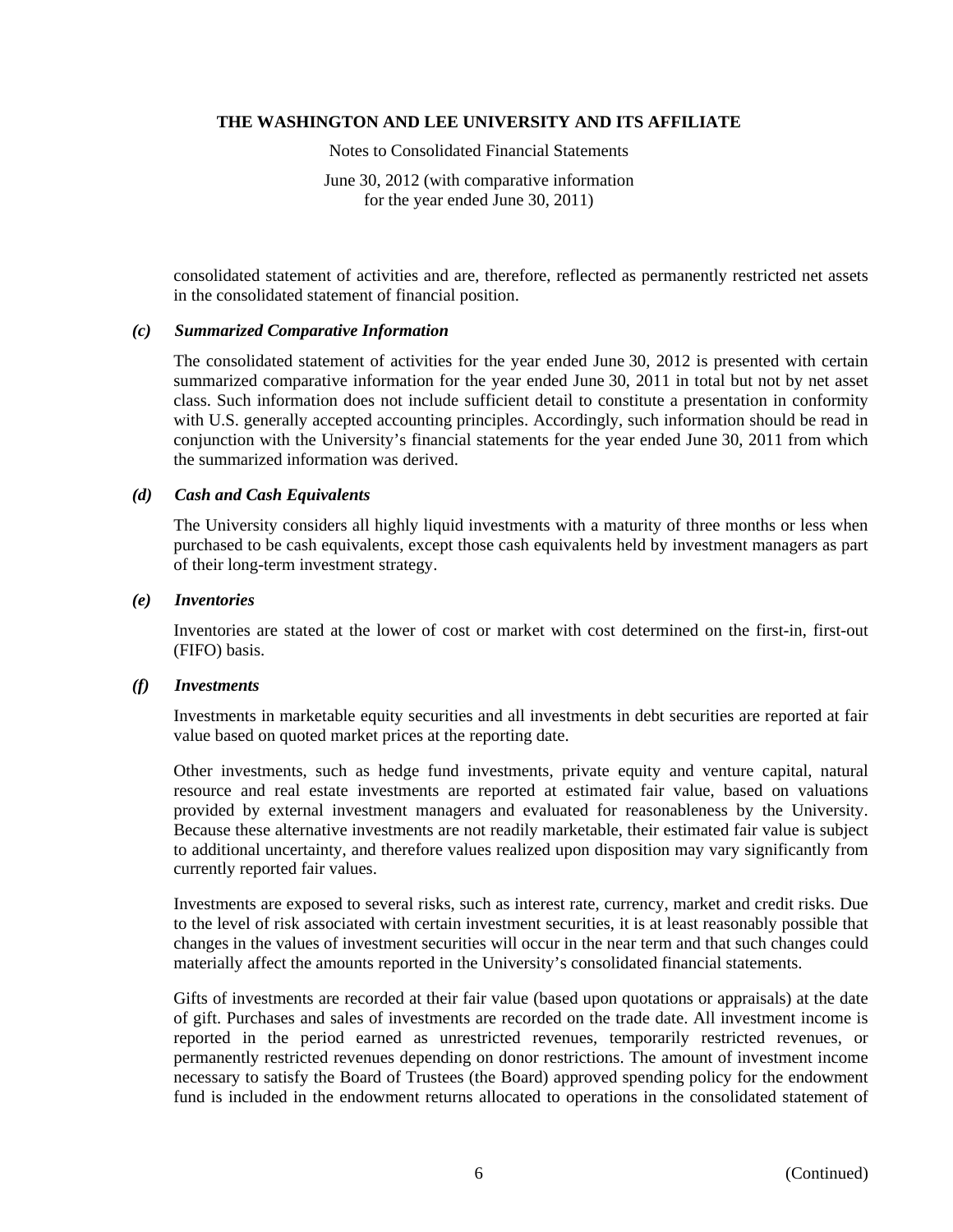consolidated statement of activities and are, therefore, reflected as permanently restricted net assets in the consolidated statement of financial position.

### *(c) Summarized Comparative Information*

The consolidated statement of activities for the year ended June 30, 2012 is presented with certain summarized comparative information for the year ended June 30, 2011 in total but not by net asset class. Such information does not include sufficient detail to constitute a presentation in conformity with U.S. generally accepted accounting principles. Accordingly, such information should be read in conjunction with the University's financial statements for the year ended June 30, 2011 from which the summarized information was derived.

### *(d) Cash and Cash Equivalents*

The University considers all highly liquid investments with a maturity of three months or less when purchased to be cash equivalents, except those cash equivalents held by investment managers as part of their long-term investment strategy.

### *(e) Inventories*

Inventories are stated at the lower of cost or market with cost determined on the first-in, first-out (FIFO) basis.

### *(f) Investments*

Investments in marketable equity securities and all investments in debt securities are reported at fair value based on quoted market prices at the reporting date.

Other investments, such as hedge fund investments, private equity and venture capital, natural resource and real estate investments are reported at estimated fair value, based on valuations provided by external investment managers and evaluated for reasonableness by the University. Because these alternative investments are not readily marketable, their estimated fair value is subject to additional uncertainty, and therefore values realized upon disposition may vary significantly from currently reported fair values.

Investments are exposed to several risks, such as interest rate, currency, market and credit risks. Due to the level of risk associated with certain investment securities, it is at least reasonably possible that changes in the values of investment securities will occur in the near term and that such changes could materially affect the amounts reported in the University's consolidated financial statements.

Gifts of investments are recorded at their fair value (based upon quotations or appraisals) at the date of gift. Purchases and sales of investments are recorded on the trade date. All investment income is reported in the period earned as unrestricted revenues, temporarily restricted revenues, or permanently restricted revenues depending on donor restrictions. The amount of investment income necessary to satisfy the Board of Trustees (the Board) approved spending policy for the endowment fund is included in the endowment returns allocated to operations in the consolidated statement of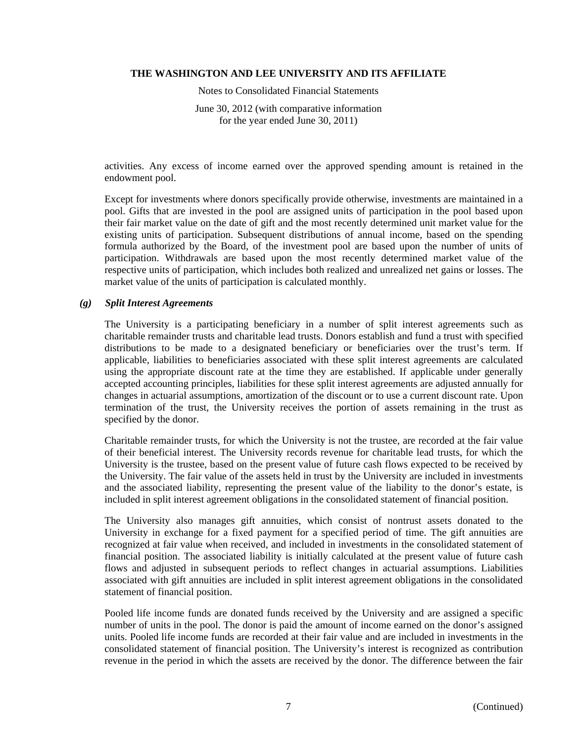activities. Any excess of income earned over the approved spending amount is retained in the endowment pool.

Except for investments where donors specifically provide otherwise, investments are maintained in a pool. Gifts that are invested in the pool are assigned units of participation in the pool based upon their fair market value on the date of gift and the most recently determined unit market value for the existing units of participation. Subsequent distributions of annual income, based on the spending formula authorized by the Board, of the investment pool are based upon the number of units of participation. Withdrawals are based upon the most recently determined market value of the respective units of participation, which includes both realized and unrealized net gains or losses. The market value of the units of participation is calculated monthly.

### *(g) Split Interest Agreements*

The University is a participating beneficiary in a number of split interest agreements such as charitable remainder trusts and charitable lead trusts. Donors establish and fund a trust with specified distributions to be made to a designated beneficiary or beneficiaries over the trust's term. If applicable, liabilities to beneficiaries associated with these split interest agreements are calculated using the appropriate discount rate at the time they are established. If applicable under generally accepted accounting principles, liabilities for these split interest agreements are adjusted annually for changes in actuarial assumptions, amortization of the discount or to use a current discount rate. Upon termination of the trust, the University receives the portion of assets remaining in the trust as specified by the donor.

Charitable remainder trusts, for which the University is not the trustee, are recorded at the fair value of their beneficial interest. The University records revenue for charitable lead trusts, for which the University is the trustee, based on the present value of future cash flows expected to be received by the University. The fair value of the assets held in trust by the University are included in investments and the associated liability, representing the present value of the liability to the donor's estate, is included in split interest agreement obligations in the consolidated statement of financial position.

The University also manages gift annuities, which consist of nontrust assets donated to the University in exchange for a fixed payment for a specified period of time. The gift annuities are recognized at fair value when received, and included in investments in the consolidated statement of financial position. The associated liability is initially calculated at the present value of future cash flows and adjusted in subsequent periods to reflect changes in actuarial assumptions. Liabilities associated with gift annuities are included in split interest agreement obligations in the consolidated statement of financial position.

Pooled life income funds are donated funds received by the University and are assigned a specific number of units in the pool. The donor is paid the amount of income earned on the donor's assigned units. Pooled life income funds are recorded at their fair value and are included in investments in the consolidated statement of financial position. The University's interest is recognized as contribution revenue in the period in which the assets are received by the donor. The difference between the fair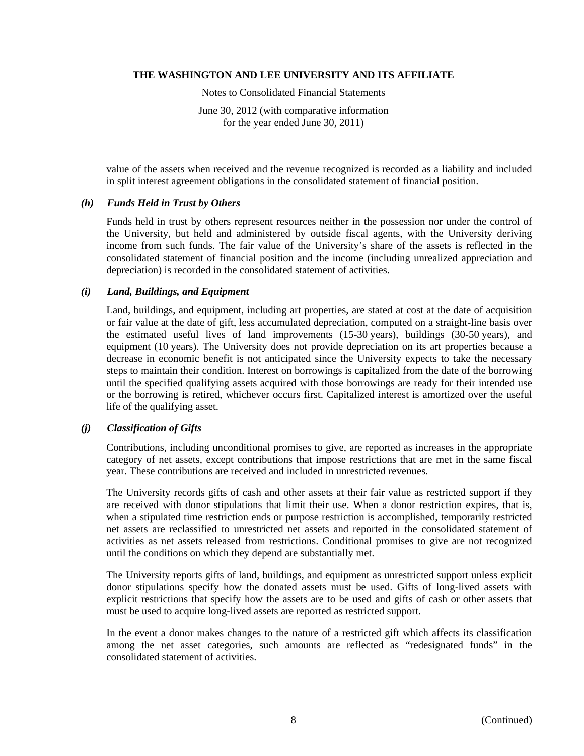value of the assets when received and the revenue recognized is recorded as a liability and included in split interest agreement obligations in the consolidated statement of financial position.

### *(h) Funds Held in Trust by Others*

Funds held in trust by others represent resources neither in the possession nor under the control of the University, but held and administered by outside fiscal agents, with the University deriving income from such funds. The fair value of the University's share of the assets is reflected in the consolidated statement of financial position and the income (including unrealized appreciation and depreciation) is recorded in the consolidated statement of activities.

### *(i) Land, Buildings, and Equipment*

Land, buildings, and equipment, including art properties, are stated at cost at the date of acquisition or fair value at the date of gift, less accumulated depreciation, computed on a straight-line basis over the estimated useful lives of land improvements (15-30 years), buildings (30-50 years), and equipment (10 years). The University does not provide depreciation on its art properties because a decrease in economic benefit is not anticipated since the University expects to take the necessary steps to maintain their condition. Interest on borrowings is capitalized from the date of the borrowing until the specified qualifying assets acquired with those borrowings are ready for their intended use or the borrowing is retired, whichever occurs first. Capitalized interest is amortized over the useful life of the qualifying asset.

### *(j) Classification of Gifts*

Contributions, including unconditional promises to give, are reported as increases in the appropriate category of net assets, except contributions that impose restrictions that are met in the same fiscal year. These contributions are received and included in unrestricted revenues.

The University records gifts of cash and other assets at their fair value as restricted support if they are received with donor stipulations that limit their use. When a donor restriction expires, that is, when a stipulated time restriction ends or purpose restriction is accomplished, temporarily restricted net assets are reclassified to unrestricted net assets and reported in the consolidated statement of activities as net assets released from restrictions. Conditional promises to give are not recognized until the conditions on which they depend are substantially met.

The University reports gifts of land, buildings, and equipment as unrestricted support unless explicit donor stipulations specify how the donated assets must be used. Gifts of long-lived assets with explicit restrictions that specify how the assets are to be used and gifts of cash or other assets that must be used to acquire long-lived assets are reported as restricted support.

In the event a donor makes changes to the nature of a restricted gift which affects its classification among the net asset categories, such amounts are reflected as "redesignated funds" in the consolidated statement of activities.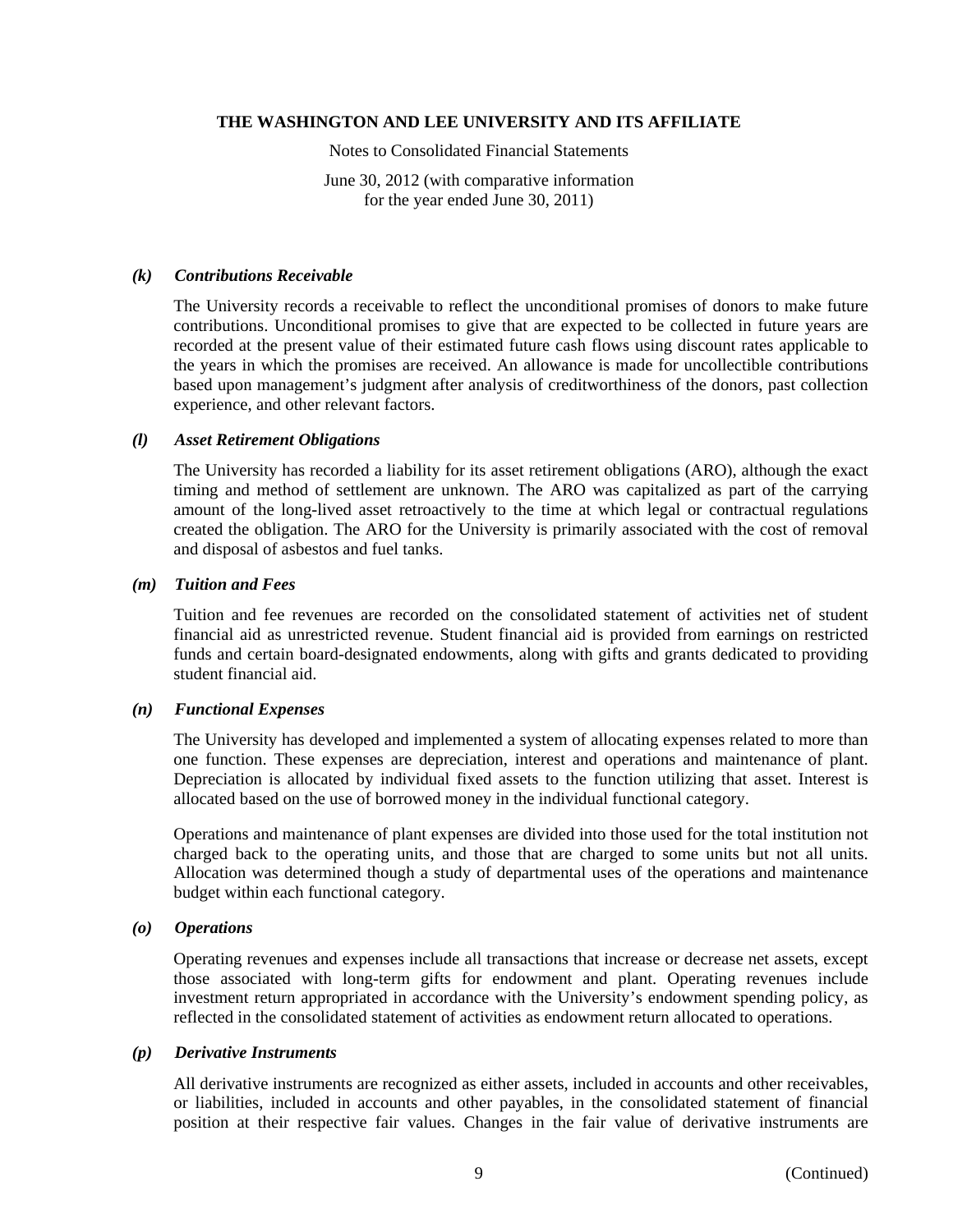#### *(k) Contributions Receivable*

The University records a receivable to reflect the unconditional promises of donors to make future contributions. Unconditional promises to give that are expected to be collected in future years are recorded at the present value of their estimated future cash flows using discount rates applicable to the years in which the promises are received. An allowance is made for uncollectible contributions based upon management's judgment after analysis of creditworthiness of the donors, past collection experience, and other relevant factors.

#### *(l) Asset Retirement Obligations*

The University has recorded a liability for its asset retirement obligations (ARO), although the exact timing and method of settlement are unknown. The ARO was capitalized as part of the carrying amount of the long-lived asset retroactively to the time at which legal or contractual regulations created the obligation. The ARO for the University is primarily associated with the cost of removal and disposal of asbestos and fuel tanks.

#### *(m) Tuition and Fees*

Tuition and fee revenues are recorded on the consolidated statement of activities net of student financial aid as unrestricted revenue. Student financial aid is provided from earnings on restricted funds and certain board-designated endowments, along with gifts and grants dedicated to providing student financial aid.

#### *(n) Functional Expenses*

The University has developed and implemented a system of allocating expenses related to more than one function. These expenses are depreciation, interest and operations and maintenance of plant. Depreciation is allocated by individual fixed assets to the function utilizing that asset. Interest is allocated based on the use of borrowed money in the individual functional category.

Operations and maintenance of plant expenses are divided into those used for the total institution not charged back to the operating units, and those that are charged to some units but not all units. Allocation was determined though a study of departmental uses of the operations and maintenance budget within each functional category.

#### *(o) Operations*

Operating revenues and expenses include all transactions that increase or decrease net assets, except those associated with long-term gifts for endowment and plant. Operating revenues include investment return appropriated in accordance with the University's endowment spending policy, as reflected in the consolidated statement of activities as endowment return allocated to operations.

#### *(p) Derivative Instruments*

All derivative instruments are recognized as either assets, included in accounts and other receivables, or liabilities, included in accounts and other payables, in the consolidated statement of financial position at their respective fair values. Changes in the fair value of derivative instruments are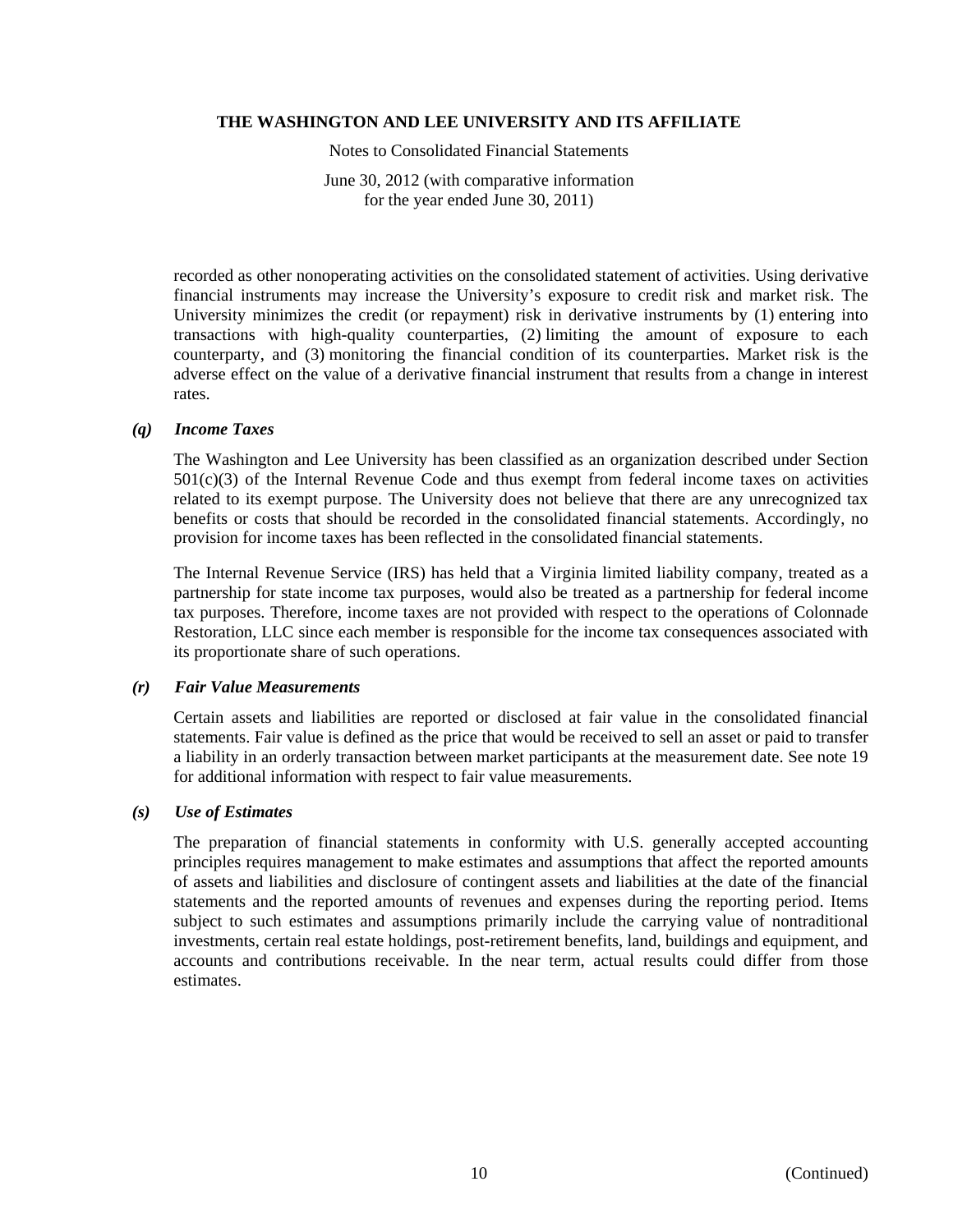recorded as other nonoperating activities on the consolidated statement of activities. Using derivative financial instruments may increase the University's exposure to credit risk and market risk. The University minimizes the credit (or repayment) risk in derivative instruments by (1) entering into transactions with high-quality counterparties, (2) limiting the amount of exposure to each counterparty, and (3) monitoring the financial condition of its counterparties. Market risk is the adverse effect on the value of a derivative financial instrument that results from a change in interest rates.

### *(q) Income Taxes*

The Washington and Lee University has been classified as an organization described under Section 501(c)(3) of the Internal Revenue Code and thus exempt from federal income taxes on activities related to its exempt purpose. The University does not believe that there are any unrecognized tax benefits or costs that should be recorded in the consolidated financial statements. Accordingly, no provision for income taxes has been reflected in the consolidated financial statements.

The Internal Revenue Service (IRS) has held that a Virginia limited liability company, treated as a partnership for state income tax purposes, would also be treated as a partnership for federal income tax purposes. Therefore, income taxes are not provided with respect to the operations of Colonnade Restoration, LLC since each member is responsible for the income tax consequences associated with its proportionate share of such operations.

### *(r) Fair Value Measurements*

Certain assets and liabilities are reported or disclosed at fair value in the consolidated financial statements. Fair value is defined as the price that would be received to sell an asset or paid to transfer a liability in an orderly transaction between market participants at the measurement date. See note 19 for additional information with respect to fair value measurements.

### *(s) Use of Estimates*

The preparation of financial statements in conformity with U.S. generally accepted accounting principles requires management to make estimates and assumptions that affect the reported amounts of assets and liabilities and disclosure of contingent assets and liabilities at the date of the financial statements and the reported amounts of revenues and expenses during the reporting period. Items subject to such estimates and assumptions primarily include the carrying value of nontraditional investments, certain real estate holdings, post-retirement benefits, land, buildings and equipment, and accounts and contributions receivable. In the near term, actual results could differ from those estimates.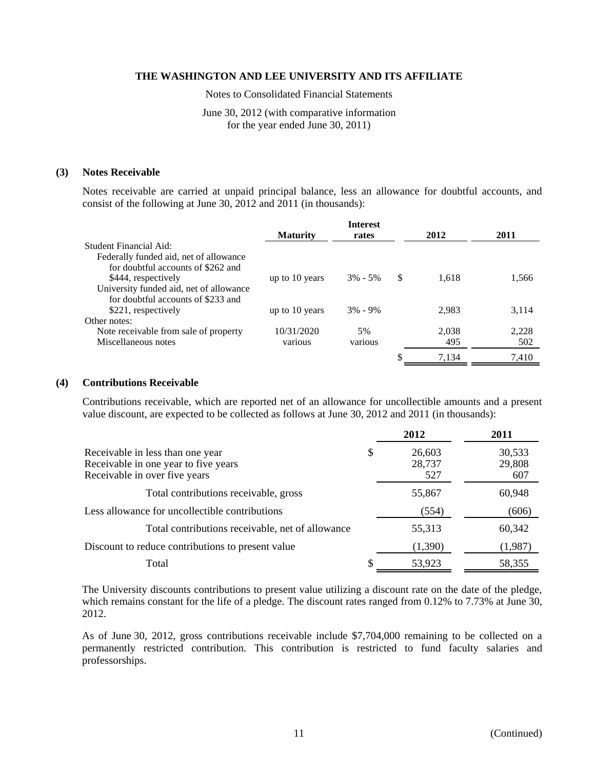**THE WASHINGTON AND LEE UNIVERSITY AND ITS AFFILIATE**

Notes to Consolidated Financial Statements

June 30, 2012 (with comparative information for the year ended June 30, 2011)

## (3) Notes Receivable

Notes receivable are carried at unpaid principal balance, less an allowance for doubtful accounts, and consist of the following at June 30, 2012 and 2011 (in thousands):

| | Maturity | Interest rates | 2012 | 2011 |
|---|---|---|---|---|
| Student Financial Aid: | | | | |
| Federally funded aid, net of allowance for doubtful accounts of $262 and $444, respectively | up to 10 years | 3% - 5% | $ 1,618 | 1,566 |
| University funded aid, net of allowance for doubtful accounts of $233 and $221, respectively | up to 10 years | 3% - 9% | 2,983 | 3,114 |
| Other notes: | | | | |
| Note receivable from sale of property | 10/31/2020 | 5% | 2,038 | 2,228 |
| Miscellaneous notes | various | various | 495 | 502 |
| | | | $ 7,134 | 7,410 |

## (4) Contributions Receivable

Contributions receivable, which are reported net of an allowance for uncollectible amounts and a present value discount, are expected to be collected as follows at June 30, 2012 and 2011 (in thousands):

| | 2012 | 2011 |
|---|---|---|
| Receivable in less than one year | $ 26,603 | 30,533 |
| Receivable in one year to five years | 28,737 | 29,808 |
| Receivable in over five years | 527 | 607 |
| Total contributions receivable, gross | 55,867 | 60,948 |
| Less allowance for uncollectible contributions | (554) | (606) |
| Total contributions receivable, net of allowance | 55,313 | 60,342 |
| Discount to reduce contributions to present value | (1,390) | (1,987) |
| Total | $ 53,923 | 58,355 |

The University discounts contributions to present value utilizing a discount rate on the date of the pledge, which remains constant for the life of a pledge. The discount rates ranged from 0.12% to 7.73% at June 30, 2012.

As of June 30, 2012, gross contributions receivable include $7,704,000 remaining to be collected on a permanently restricted contribution. This contribution is restricted to fund faculty salaries and professorships.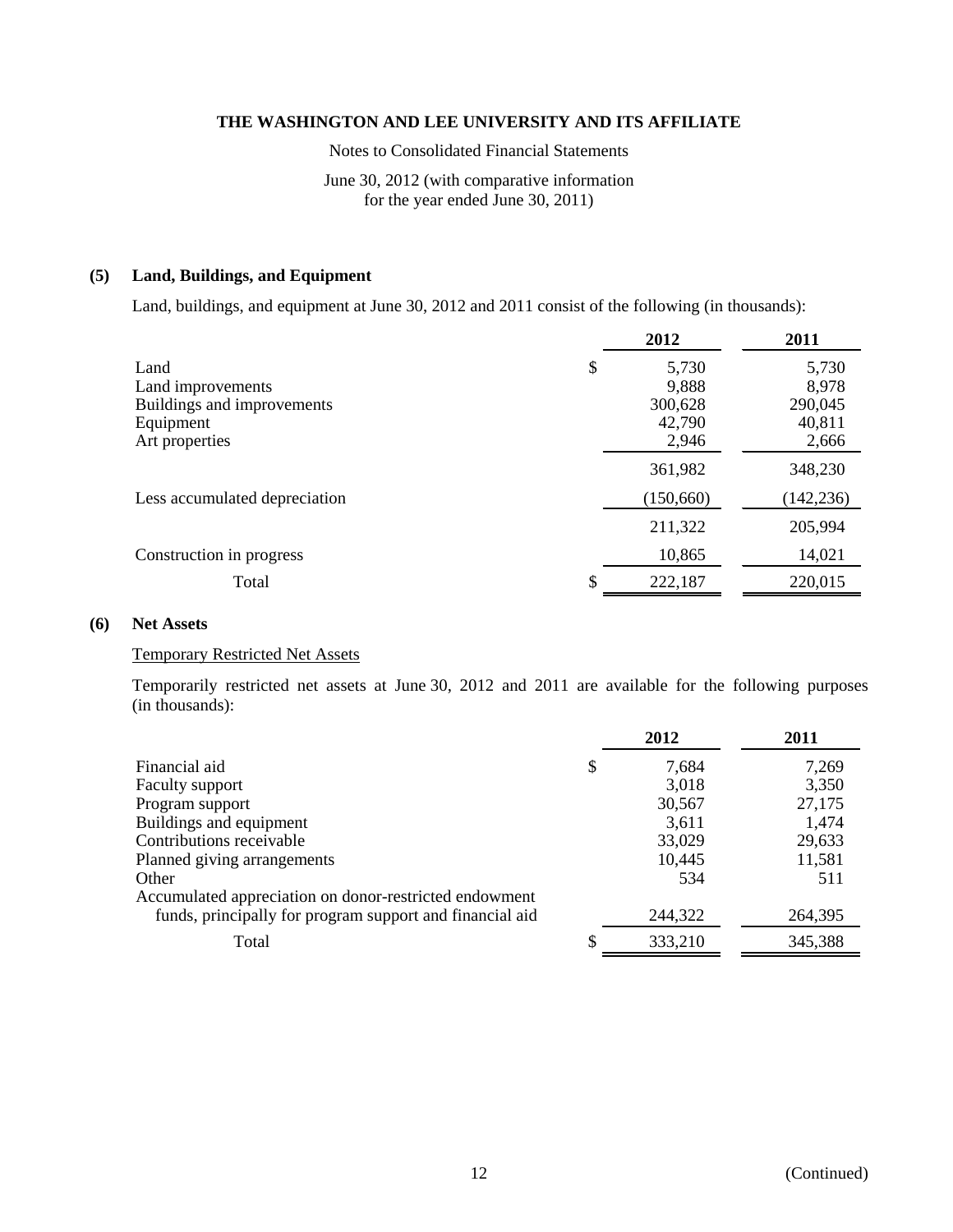## (5) Land, Buildings, and Equipment

Land, buildings, and equipment at June 30, 2012 and 2011 consist of the following (in thousands):

| | | 2012 | 2011 |
|---|---|---|---|
| Land | $ | 5,730 | 5,730 |
| Land improvements | | 9,888 | 8,978 |
| Buildings and improvements | | 300,628 | 290,045 |
| Equipment | | 42,790 | 40,811 |
| Art properties | | 2,946 | 2,666 |
| | | 361,982 | 348,230 |
| Less accumulated depreciation | | (150,660) | (142,236) |
| | | 211,322 | 205,994 |
| Construction in progress | | 10,865 | 14,021 |
| Total | $ | 222,187 | 220,015 |

## (6) Net Assets

Temporary Restricted Net Assets

Temporarily restricted net assets at June 30, 2012 and 2011 are available for the following purposes (in thousands):

| | | 2012 | 2011 |
|---|---|---|---|
| Financial aid | $ | 7,684 | 7,269 |
| Faculty support | | 3,018 | 3,350 |
| Program support | | 30,567 | 27,175 |
| Buildings and equipment | | 3,611 | 1,474 |
| Contributions receivable | | 33,029 | 29,633 |
| Planned giving arrangements | | 10,445 | 11,581 |
| Other | | 534 | 511 |
| Accumulated appreciation on donor-restricted endowment funds, principally for program support and financial aid | | 244,322 | 264,395 |
| Total | $ | 333,210 | 345,388 |

(Continued)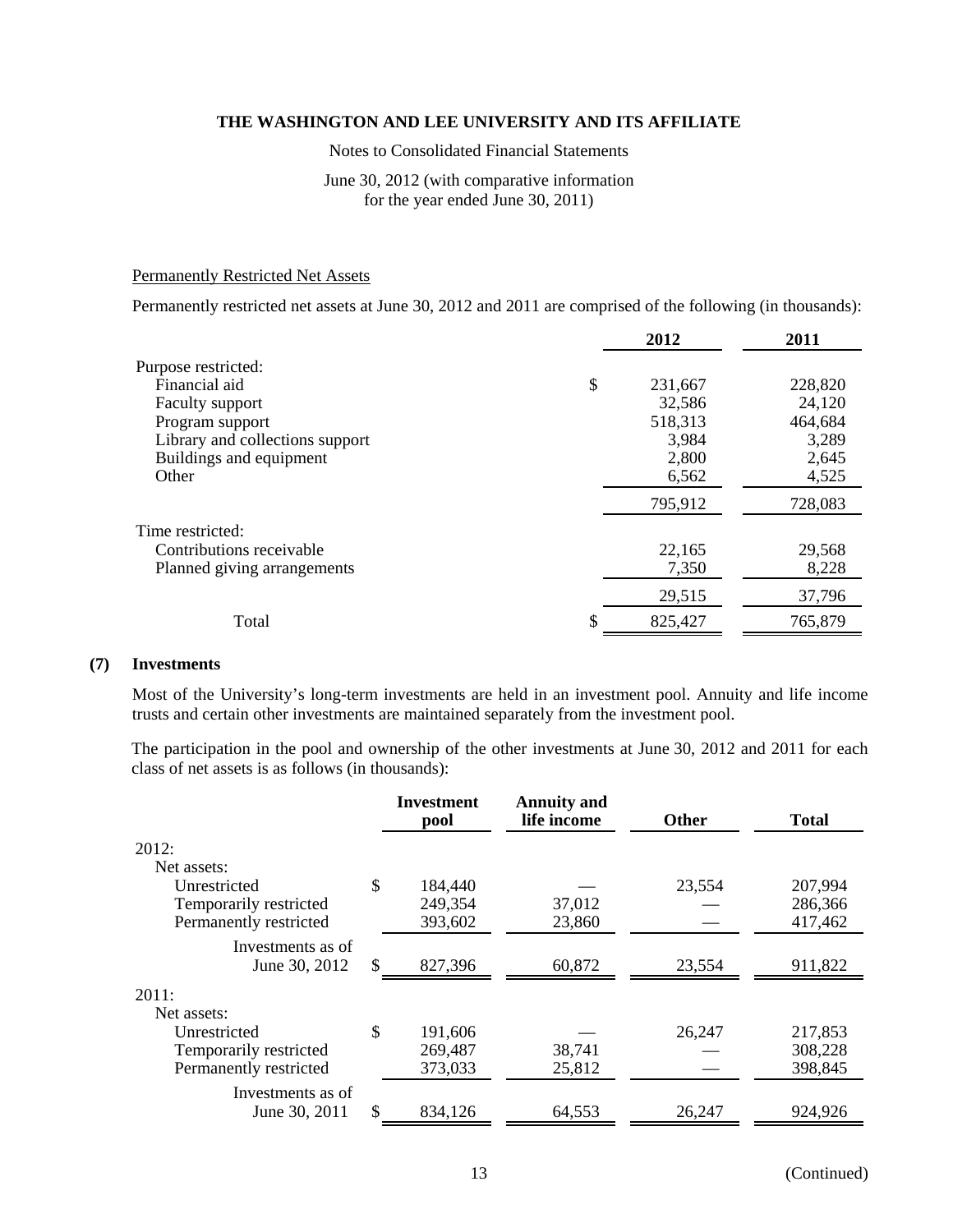# THE WASHINGTON AND LEE UNIVERSITY AND ITS AFFILIATE

Notes to Consolidated Financial Statements

June 30, 2012 (with comparative information for the year ended June 30, 2011)

## Permanently Restricted Net Assets

Permanently restricted net assets at June 30, 2012 and 2011 are comprised of the following (in thousands):

| | 2012 | 2011 |
|---|---|---|
| Purpose restricted: | | |
| Financial aid | $ 231,667 | 228,820 |
| Faculty support | 32,586 | 24,120 |
| Program support | 518,313 | 464,684 |
| Library and collections support | 3,984 | 3,289 |
| Buildings and equipment | 2,800 | 2,645 |
| Other | 6,562 | 4,525 |
| | 795,912 | 728,083 |
| Time restricted: | | |
| Contributions receivable | 22,165 | 29,568 |
| Planned giving arrangements | 7,350 | 8,228 |
| | 29,515 | 37,796 |
| Total | $ 825,427 | 765,879 |

## (7) Investments

Most of the University's long-term investments are held in an investment pool. Annuity and life income trusts and certain other investments are maintained separately from the investment pool.

The participation in the pool and ownership of the other investments at June 30, 2012 and 2011 for each class of net assets is as follows (in thousands):

| | Investment pool | Annuity and life income | Other | Total |
|---|---|---|---|---|
| 2012: | | | | |
| Net assets: | | | | |
| Unrestricted | $ 184,440 | — | 23,554 | 207,994 |
| Temporarily restricted | 249,354 | 37,012 | — | 286,366 |
| Permanently restricted | 393,602 | 23,860 | — | 417,462 |
| Investments as of June 30, 2012 | $ 827,396 | 60,872 | 23,554 | 911,822 |
| 2011: | | | | |
| Net assets: | | | | |
| Unrestricted | $ 191,606 | — | 26,247 | 217,853 |
| Temporarily restricted | 269,487 | 38,741 | — | 308,228 |
| Permanently restricted | 373,033 | 25,812 | — | 398,845 |
| Investments as of June 30, 2011 | $ 834,126 | 64,553 | 26,247 | 924,926 |

(Continued)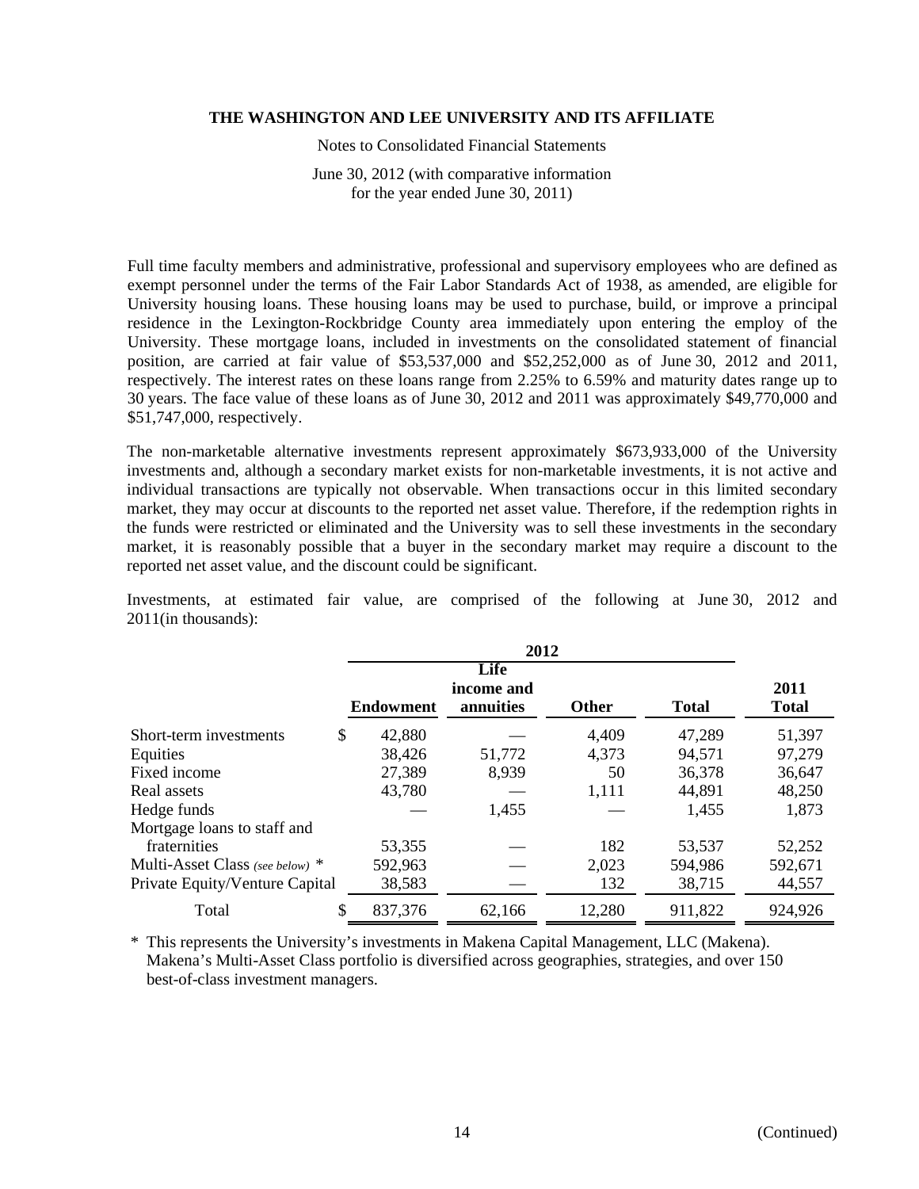Full time faculty members and administrative, professional and supervisory employees who are defined as exempt personnel under the terms of the Fair Labor Standards Act of 1938, as amended, are eligible for University housing loans. These housing loans may be used to purchase, build, or improve a principal residence in the Lexington-Rockbridge County area immediately upon entering the employ of the University. These mortgage loans, included in investments on the consolidated statement of financial position, are carried at fair value of \$53,537,000 and \$52,252,000 as of June 30, 2012 and 2011, respectively. The interest rates on these loans range from 2.25% to 6.59% and maturity dates range up to 30 years. The face value of these loans as of June 30, 2012 and 2011 was approximately \$49,770,000 and \$51,747,000, respectively.

The non-marketable alternative investments represent approximately \$673,933,000 of the University investments and, although a secondary market exists for non-marketable investments, it is not active and individual transactions are typically not observable. When transactions occur in this limited secondary market, they may occur at discounts to the reported net asset value. Therefore, if the redemption rights in the funds were restricted or eliminated and the University was to sell these investments in the secondary market, it is reasonably possible that a buyer in the secondary market may require a discount to the reported net asset value, and the discount could be significant.

Investments, at estimated fair value, are comprised of the following at June 30, 2012 and 2011(in thousands):

| | 2012 | | | | 2011 |
|---|---|---|---|---|---|
| | Endowment | Life income and annuities | Other | Total | Total |
| Short-term investments | \$ 42,880 | — | 4,409 | 47,289 | 51,397 |
| Equities | 38,426 | 51,772 | 4,373 | 94,571 | 97,279 |
| Fixed income | 27,389 | 8,939 | 50 | 36,378 | 36,647 |
| Real assets | 43,780 | — | 1,111 | 44,891 | 48,250 |
| Hedge funds | — | 1,455 | — | 1,455 | 1,873 |
| Mortgage loans to staff and fraternities | 53,355 | — | 182 | 53,537 | 52,252 |
| Multi-Asset Class *(see below)* * | 592,963 | — | 2,023 | 594,986 | 592,671 |
| Private Equity/Venture Capital | 38,583 | — | 132 | 38,715 | 44,557 |
| Total | \$ 837,376 | 62,166 | 12,280 | 911,822 | 924,926 |

\* This represents the University's investments in Makena Capital Management, LLC (Makena). Makena's Multi-Asset Class portfolio is diversified across geographies, strategies, and over 150 best-of-class investment managers.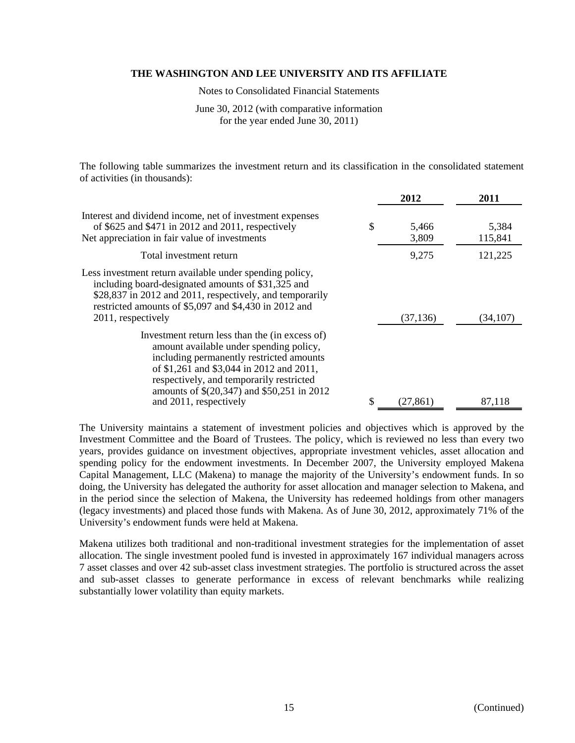The following table summarizes the investment return and its classification in the consolidated statement of activities (in thousands):

| | 2012 | 2011 |
|---|---|---|
| Interest and dividend income, net of investment expenses of $625 and $471 in 2012 and 2011, respectively | $ 5,466 | 5,384 |
| Net appreciation in fair value of investments | 3,809 | 115,841 |
| Total investment return | 9,275 | 121,225 |
| Less investment return available under spending policy, including board-designated amounts of $31,325 and $28,837 in 2012 and 2011, respectively, and temporarily restricted amounts of $5,097 and $4,430 in 2012 and 2011, respectively | (37,136) | (34,107) |
| Investment return less than the (in excess of) amount available under spending policy, including permanently restricted amounts of $1,261 and $3,044 in 2012 and 2011, respectively, and temporarily restricted amounts of $(20,347) and $50,251 in 2012 and 2011, respectively | $ (27,861) | 87,118 |

The University maintains a statement of investment policies and objectives which is approved by the Investment Committee and the Board of Trustees. The policy, which is reviewed no less than every two years, provides guidance on investment objectives, appropriate investment vehicles, asset allocation and spending policy for the endowment investments. In December 2007, the University employed Makena Capital Management, LLC (Makena) to manage the majority of the University's endowment funds. In so doing, the University has delegated the authority for asset allocation and manager selection to Makena, and in the period since the selection of Makena, the University has redeemed holdings from other managers (legacy investments) and placed those funds with Makena. As of June 30, 2012, approximately 71% of the University's endowment funds were held at Makena.

Makena utilizes both traditional and non-traditional investment strategies for the implementation of asset allocation. The single investment pooled fund is invested in approximately 167 individual managers across 7 asset classes and over 42 sub-asset class investment strategies. The portfolio is structured across the asset and sub-asset classes to generate performance in excess of relevant benchmarks while realizing substantially lower volatility than equity markets.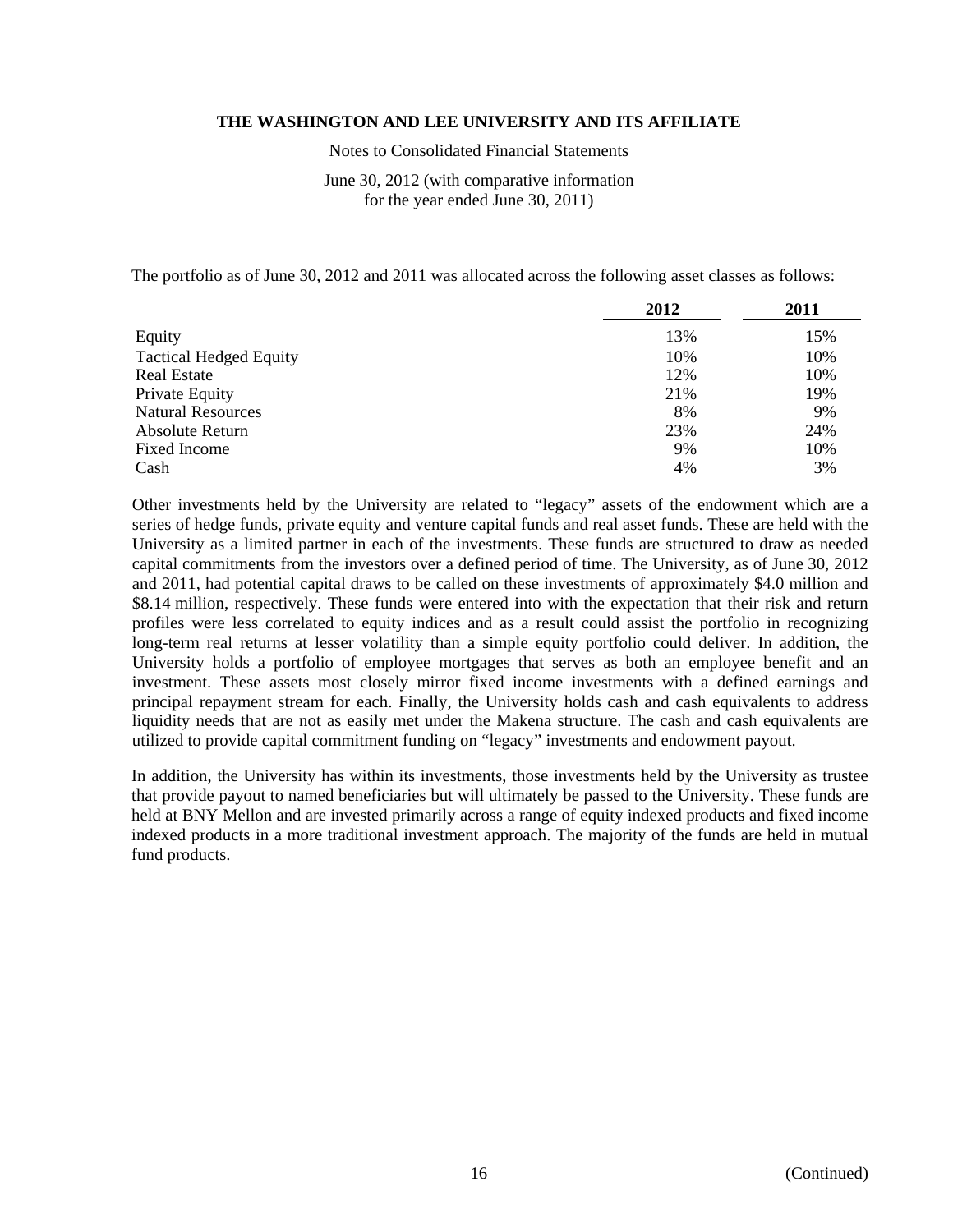The portfolio as of June 30, 2012 and 2011 was allocated across the following asset classes as follows:

| | 2012 | 2011 |
|---|---|---|
| Equity | 13% | 15% |
| Tactical Hedged Equity | 10% | 10% |
| Real Estate | 12% | 10% |
| Private Equity | 21% | 19% |
| Natural Resources | 8% | 9% |
| Absolute Return | 23% | 24% |
| Fixed Income | 9% | 10% |
| Cash | 4% | 3% |

Other investments held by the University are related to "legacy" assets of the endowment which are a series of hedge funds, private equity and venture capital funds and real asset funds. These are held with the University as a limited partner in each of the investments. These funds are structured to draw as needed capital commitments from the investors over a defined period of time. The University, as of June 30, 2012 and 2011, had potential capital draws to be called on these investments of approximately $4.0 million and $8.14 million, respectively. These funds were entered into with the expectation that their risk and return profiles were less correlated to equity indices and as a result could assist the portfolio in recognizing long-term real returns at lesser volatility than a simple equity portfolio could deliver. In addition, the University holds a portfolio of employee mortgages that serves as both an employee benefit and an investment. These assets most closely mirror fixed income investments with a defined earnings and principal repayment stream for each. Finally, the University holds cash and cash equivalents to address liquidity needs that are not as easily met under the Makena structure. The cash and cash equivalents are utilized to provide capital commitment funding on "legacy" investments and endowment payout.

In addition, the University has within its investments, those investments held by the University as trustee that provide payout to named beneficiaries but will ultimately be passed to the University. These funds are held at BNY Mellon and are invested primarily across a range of equity indexed products and fixed income indexed products in a more traditional investment approach. The majority of the funds are held in mutual fund products.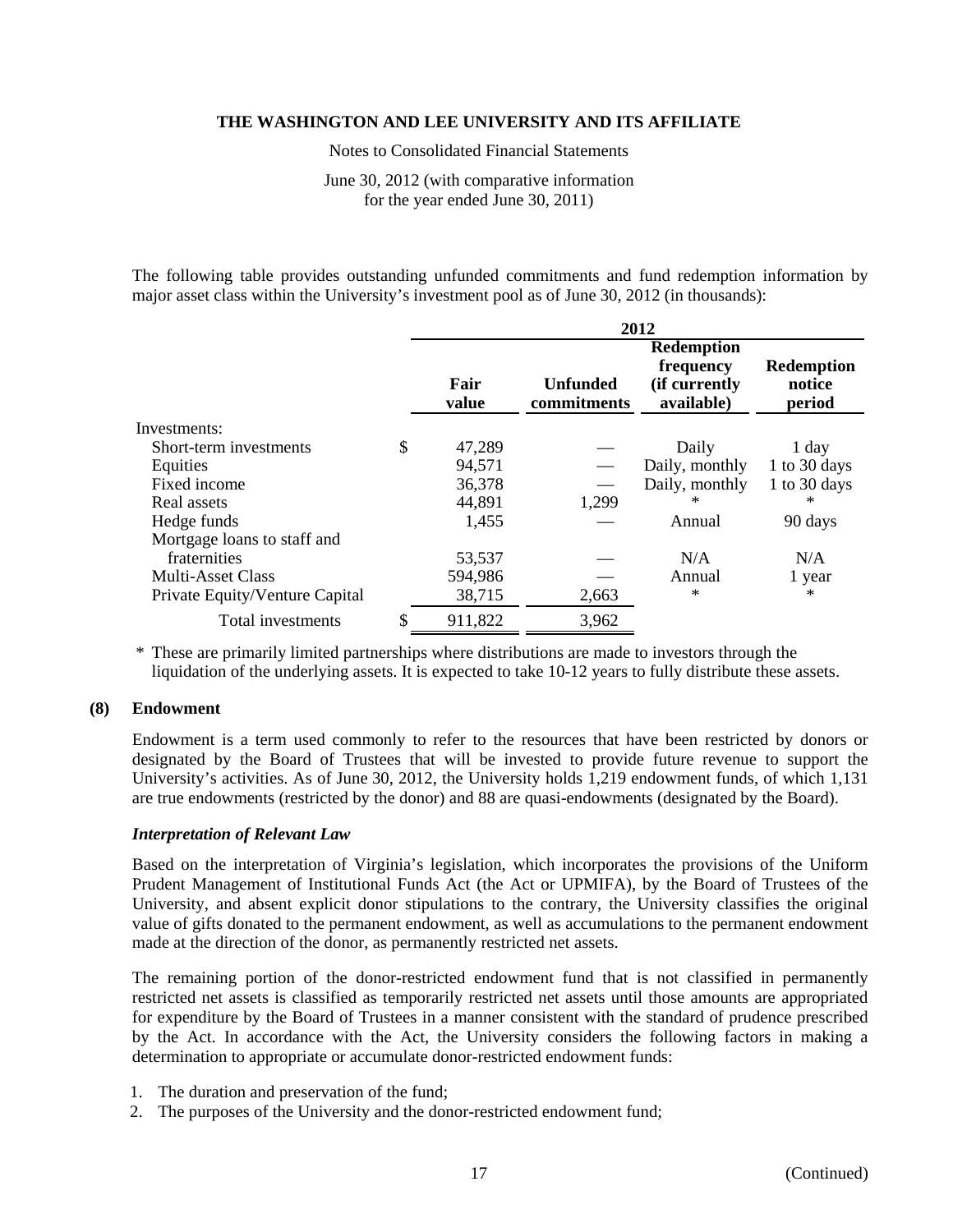The following table provides outstanding unfunded commitments and fund redemption information by major asset class within the University's investment pool as of June 30, 2012 (in thousands):

| | 2012 | | | |
|---|---|---|---|---|
| | **Fair value** | **Unfunded commitments** | **Redemption frequency (if currently available)** | **Redemption notice period** |
| Investments: | | | | |
| Short-term investments | $ 47,289 | — | Daily | 1 day |
| Equities | 94,571 | — | Daily, monthly | 1 to 30 days |
| Fixed income | 36,378 | — | Daily, monthly | 1 to 30 days |
| Real assets | 44,891 | 1,299 | * | * |
| Hedge funds | 1,455 | — | Annual | 90 days |
| Mortgage loans to staff and fraternities | 53,537 | — | N/A | N/A |
| Multi-Asset Class | 594,986 | — | Annual | 1 year |
| Private Equity/Venture Capital | 38,715 | 2,663 | * | * |
| Total investments | $ 911,822 | 3,962 | | |

\* These are primarily limited partnerships where distributions are made to investors through the liquidation of the underlying assets. It is expected to take 10-12 years to fully distribute these assets.

## (8) Endowment

Endowment is a term used commonly to refer to the resources that have been restricted by donors or designated by the Board of Trustees that will be invested to provide future revenue to support the University's activities. As of June 30, 2012, the University holds 1,219 endowment funds, of which 1,131 are true endowments (restricted by the donor) and 88 are quasi-endowments (designated by the Board).

### *Interpretation of Relevant Law*

Based on the interpretation of Virginia's legislation, which incorporates the provisions of the Uniform Prudent Management of Institutional Funds Act (the Act or UPMIFA), by the Board of Trustees of the University, and absent explicit donor stipulations to the contrary, the University classifies the original value of gifts donated to the permanent endowment, as well as accumulations to the permanent endowment made at the direction of the donor, as permanently restricted net assets.

The remaining portion of the donor-restricted endowment fund that is not classified in permanently restricted net assets is classified as temporarily restricted net assets until those amounts are appropriated for expenditure by the Board of Trustees in a manner consistent with the standard of prudence prescribed by the Act. In accordance with the Act, the University considers the following factors in making a determination to appropriate or accumulate donor-restricted endowment funds:

1. The duration and preservation of the fund;
2. The purposes of the University and the donor-restricted endowment fund;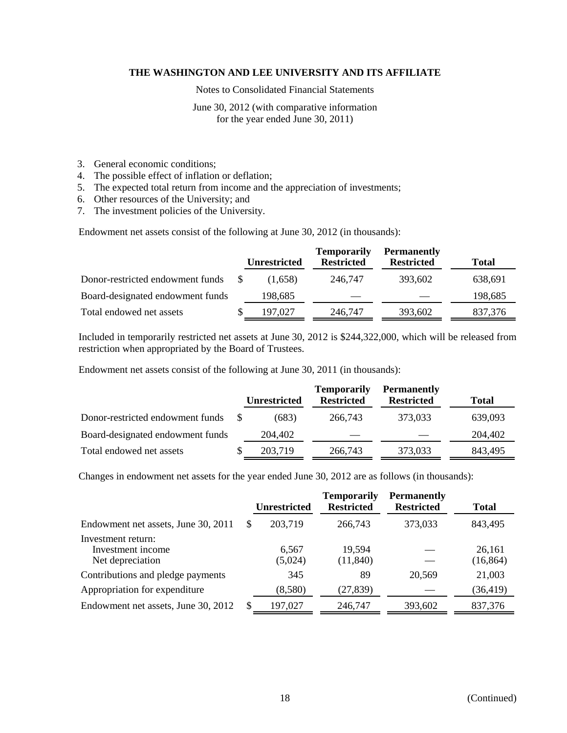3. General economic conditions;
4. The possible effect of inflation or deflation;
5. The expected total return from income and the appreciation of investments;
6. Other resources of the University; and
7. The investment policies of the University.

Endowment net assets consist of the following at June 30, 2012 (in thousands):

| | Unrestricted | Temporarily Restricted | Permanently Restricted | Total |
|---|---|---|---|---|
| Donor-restricted endowment funds | $ (1,658) | 246,747 | 393,602 | 638,691 |
| Board-designated endowment funds | 198,685 | — | — | 198,685 |
| Total endowed net assets | $ 197,027 | 246,747 | 393,602 | 837,376 |

Included in temporarily restricted net assets at June 30, 2012 is $244,322,000, which will be released from restriction when appropriated by the Board of Trustees.

Endowment net assets consist of the following at June 30, 2011 (in thousands):

| | Unrestricted | Temporarily Restricted | Permanently Restricted | Total |
|---|---|---|---|---|
| Donor-restricted endowment funds | $ (683) | 266,743 | 373,033 | 639,093 |
| Board-designated endowment funds | 204,402 | — | — | 204,402 |
| Total endowed net assets | $ 203,719 | 266,743 | 373,033 | 843,495 |

Changes in endowment net assets for the year ended June 30, 2012 are as follows (in thousands):

| | Unrestricted | Temporarily Restricted | Permanently Restricted | Total |
|---|---|---|---|---|
| Endowment net assets, June 30, 2011 | $ 203,719 | 266,743 | 373,033 | 843,495 |
| Investment return: | | | | |
| Investment income | 6,567 | 19,594 | — | 26,161 |
| Net depreciation | (5,024) | (11,840) | — | (16,864) |
| Contributions and pledge payments | 345 | 89 | 20,569 | 21,003 |
| Appropriation for expenditure | (8,580) | (27,839) | — | (36,419) |
| Endowment net assets, June 30, 2012 | $ 197,027 | 246,747 | 393,602 | 837,376 |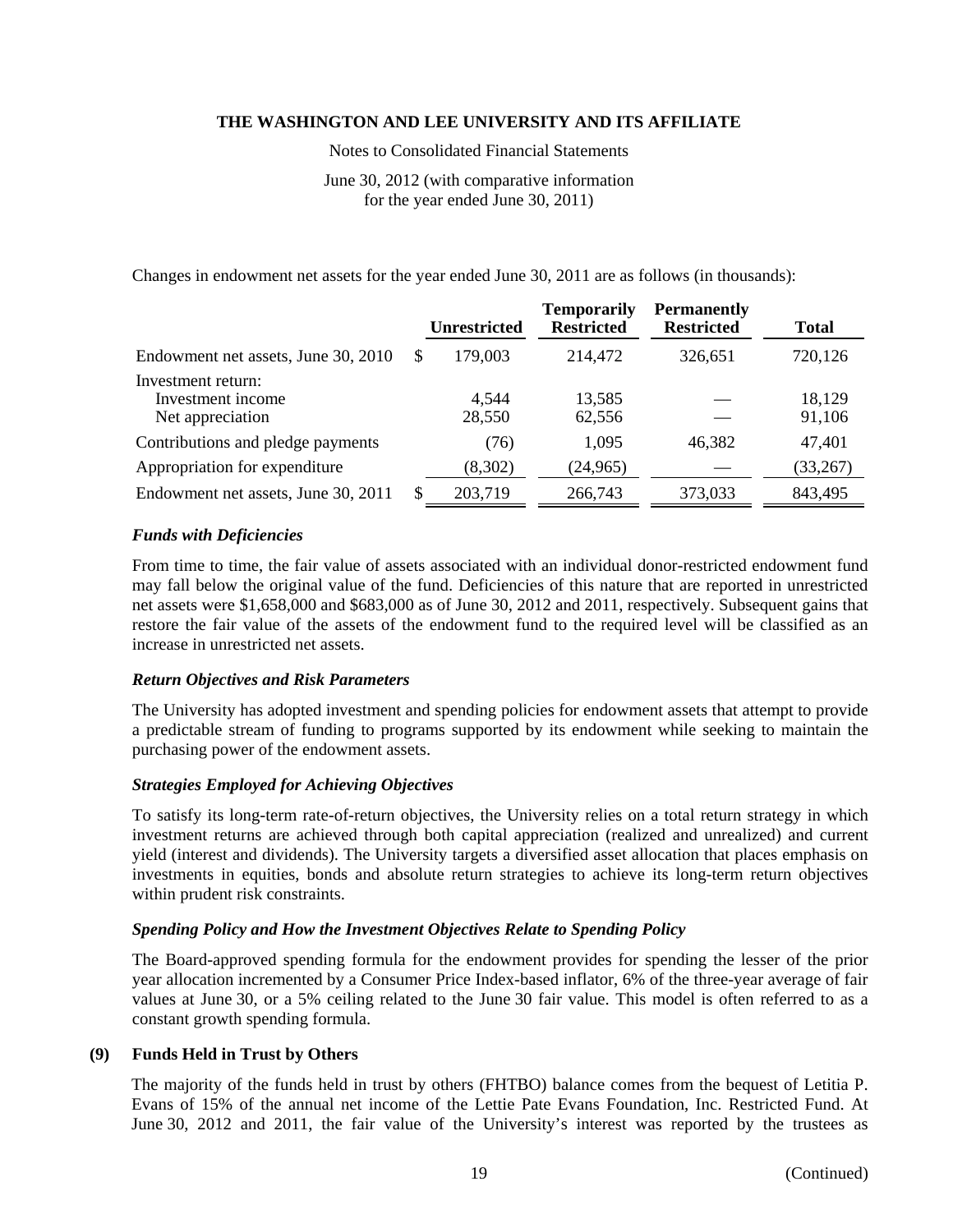Changes in endowment net assets for the year ended June 30, 2011 are as follows (in thousands):

| | Unrestricted | Temporarily Restricted | Permanently Restricted | Total |
|---|---|---|---|---|
| Endowment net assets, June 30, 2010 | $ 179,003 | 214,472 | 326,651 | 720,126 |
| Investment return: | | | | |
| Investment income | 4,544 | 13,585 | — | 18,129 |
| Net appreciation | 28,550 | 62,556 | — | 91,106 |
| Contributions and pledge payments | (76) | 1,095 | 46,382 | 47,401 |
| Appropriation for expenditure | (8,302) | (24,965) | — | (33,267) |
| Endowment net assets, June 30, 2011 | $ 203,719 | 266,743 | 373,033 | 843,495 |

### *Funds with Deficiencies*

From time to time, the fair value of assets associated with an individual donor-restricted endowment fund may fall below the original value of the fund. Deficiencies of this nature that are reported in unrestricted net assets were $1,658,000 and $683,000 as of June 30, 2012 and 2011, respectively. Subsequent gains that restore the fair value of the assets of the endowment fund to the required level will be classified as an increase in unrestricted net assets.

### *Return Objectives and Risk Parameters*

The University has adopted investment and spending policies for endowment assets that attempt to provide a predictable stream of funding to programs supported by its endowment while seeking to maintain the purchasing power of the endowment assets.

### *Strategies Employed for Achieving Objectives*

To satisfy its long-term rate-of-return objectives, the University relies on a total return strategy in which investment returns are achieved through both capital appreciation (realized and unrealized) and current yield (interest and dividends). The University targets a diversified asset allocation that places emphasis on investments in equities, bonds and absolute return strategies to achieve its long-term return objectives within prudent risk constraints.

### *Spending Policy and How the Investment Objectives Relate to Spending Policy*

The Board-approved spending formula for the endowment provides for spending the lesser of the prior year allocation incremented by a Consumer Price Index-based inflator, 6% of the three-year average of fair values at June 30, or a 5% ceiling related to the June 30 fair value. This model is often referred to as a constant growth spending formula.

## (9) Funds Held in Trust by Others

The majority of the funds held in trust by others (FHTBO) balance comes from the bequest of Letitia P. Evans of 15% of the annual net income of the Lettie Pate Evans Foundation, Inc. Restricted Fund. At June 30, 2012 and 2011, the fair value of the University's interest was reported by the trustees as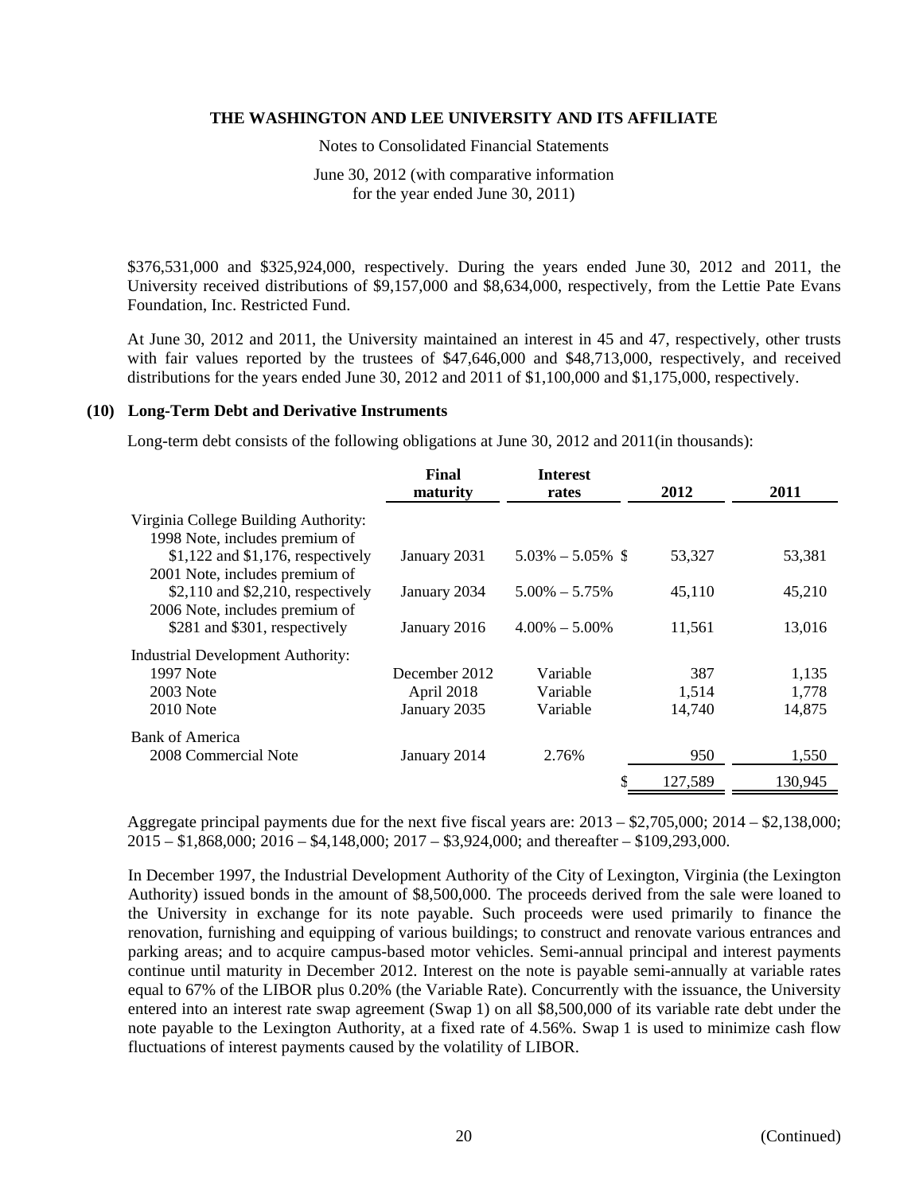$376,531,000 and $325,924,000, respectively. During the years ended June 30, 2012 and 2011, the University received distributions of $9,157,000 and $8,634,000, respectively, from the Lettie Pate Evans Foundation, Inc. Restricted Fund.

At June 30, 2012 and 2011, the University maintained an interest in 45 and 47, respectively, other trusts with fair values reported by the trustees of $47,646,000 and $48,713,000, respectively, and received distributions for the years ended June 30, 2012 and 2011 of $1,100,000 and $1,175,000, respectively.

## (10) Long-Term Debt and Derivative Instruments

Long-term debt consists of the following obligations at June 30, 2012 and 2011(in thousands):

| | Final maturity | Interest rates | 2012 | 2011 |
|---|---|---|---|---|
| Virginia College Building Authority: | | | | |
| 1998 Note, includes premium of $1,122 and $1,176, respectively | January 2031 | 5.03% – 5.05% | $ 53,327 | 53,381 |
| 2001 Note, includes premium of $2,110 and $2,210, respectively | January 2034 | 5.00% – 5.75% | 45,110 | 45,210 |
| 2006 Note, includes premium of $281 and $301, respectively | January 2016 | 4.00% – 5.00% | 11,561 | 13,016 |
| Industrial Development Authority: | | | | |
| 1997 Note | December 2012 | Variable | 387 | 1,135 |
| 2003 Note | April 2018 | Variable | 1,514 | 1,778 |
| 2010 Note | January 2035 | Variable | 14,740 | 14,875 |
| Bank of America | | | | |
| 2008 Commercial Note | January 2014 | 2.76% | 950 | 1,550 |
| | | | $ 127,589 | 130,945 |

Aggregate principal payments due for the next five fiscal years are: 2013 – $2,705,000; 2014 – $2,138,000; 2015 – $1,868,000; 2016 – $4,148,000; 2017 – $3,924,000; and thereafter – $109,293,000.

In December 1997, the Industrial Development Authority of the City of Lexington, Virginia (the Lexington Authority) issued bonds in the amount of $8,500,000. The proceeds derived from the sale were loaned to the University in exchange for its note payable. Such proceeds were used primarily to finance the renovation, furnishing and equipping of various buildings; to construct and renovate various entrances and parking areas; and to acquire campus-based motor vehicles. Semi-annual principal and interest payments continue until maturity in December 2012. Interest on the note is payable semi-annually at variable rates equal to 67% of the LIBOR plus 0.20% (the Variable Rate). Concurrently with the issuance, the University entered into an interest rate swap agreement (Swap 1) on all $8,500,000 of its variable rate debt under the note payable to the Lexington Authority, at a fixed rate of 4.56%. Swap 1 is used to minimize cash flow fluctuations of interest payments caused by the volatility of LIBOR.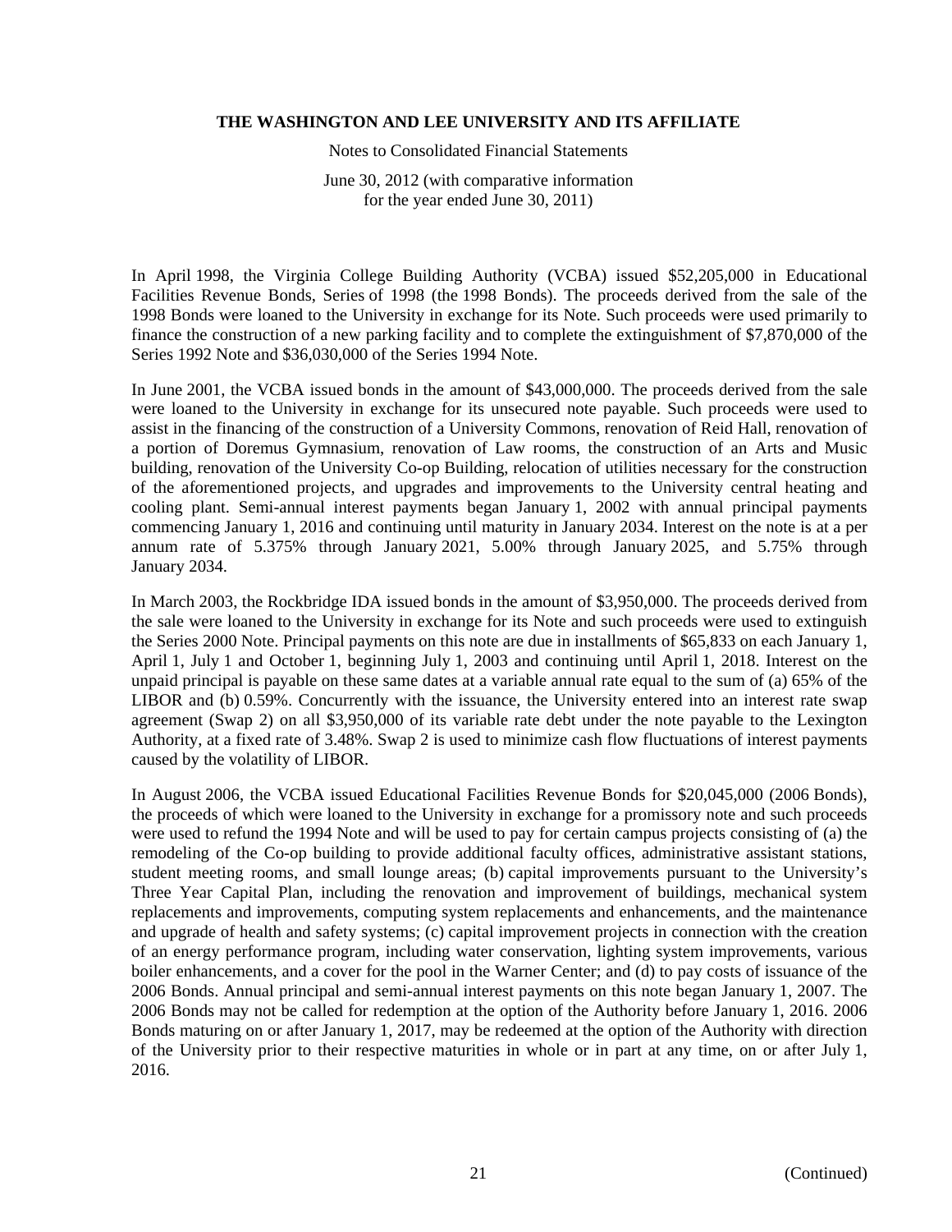In April 1998, the Virginia College Building Authority (VCBA) issued $52,205,000 in Educational Facilities Revenue Bonds, Series of 1998 (the 1998 Bonds). The proceeds derived from the sale of the 1998 Bonds were loaned to the University in exchange for its Note. Such proceeds were used primarily to finance the construction of a new parking facility and to complete the extinguishment of $7,870,000 of the Series 1992 Note and $36,030,000 of the Series 1994 Note.

In June 2001, the VCBA issued bonds in the amount of $43,000,000. The proceeds derived from the sale were loaned to the University in exchange for its unsecured note payable. Such proceeds were used to assist in the financing of the construction of a University Commons, renovation of Reid Hall, renovation of a portion of Doremus Gymnasium, renovation of Law rooms, the construction of an Arts and Music building, renovation of the University Co-op Building, relocation of utilities necessary for the construction of the aforementioned projects, and upgrades and improvements to the University central heating and cooling plant. Semi-annual interest payments began January 1, 2002 with annual principal payments commencing January 1, 2016 and continuing until maturity in January 2034. Interest on the note is at a per annum rate of 5.375% through January 2021, 5.00% through January 2025, and 5.75% through January 2034.

In March 2003, the Rockbridge IDA issued bonds in the amount of $3,950,000. The proceeds derived from the sale were loaned to the University in exchange for its Note and such proceeds were used to extinguish the Series 2000 Note. Principal payments on this note are due in installments of $65,833 on each January 1, April 1, July 1 and October 1, beginning July 1, 2003 and continuing until April 1, 2018. Interest on the unpaid principal is payable on these same dates at a variable annual rate equal to the sum of (a) 65% of the LIBOR and (b) 0.59%. Concurrently with the issuance, the University entered into an interest rate swap agreement (Swap 2) on all $3,950,000 of its variable rate debt under the note payable to the Lexington Authority, at a fixed rate of 3.48%. Swap 2 is used to minimize cash flow fluctuations of interest payments caused by the volatility of LIBOR.

In August 2006, the VCBA issued Educational Facilities Revenue Bonds for $20,045,000 (2006 Bonds), the proceeds of which were loaned to the University in exchange for a promissory note and such proceeds were used to refund the 1994 Note and will be used to pay for certain campus projects consisting of (a) the remodeling of the Co-op building to provide additional faculty offices, administrative assistant stations, student meeting rooms, and small lounge areas; (b) capital improvements pursuant to the University's Three Year Capital Plan, including the renovation and improvement of buildings, mechanical system replacements and improvements, computing system replacements and enhancements, and the maintenance and upgrade of health and safety systems; (c) capital improvement projects in connection with the creation of an energy performance program, including water conservation, lighting system improvements, various boiler enhancements, and a cover for the pool in the Warner Center; and (d) to pay costs of issuance of the 2006 Bonds. Annual principal and semi-annual interest payments on this note began January 1, 2007. The 2006 Bonds may not be called for redemption at the option of the Authority before January 1, 2016. 2006 Bonds maturing on or after January 1, 2017, may be redeemed at the option of the Authority with direction of the University prior to their respective maturities in whole or in part at any time, on or after July 1, 2016.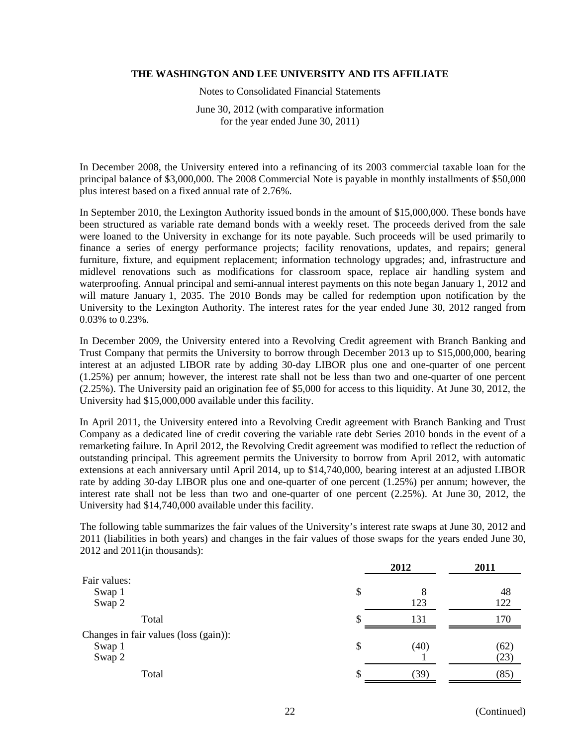In December 2008, the University entered into a refinancing of its 2003 commercial taxable loan for the principal balance of $3,000,000. The 2008 Commercial Note is payable in monthly installments of $50,000 plus interest based on a fixed annual rate of 2.76%.

In September 2010, the Lexington Authority issued bonds in the amount of $15,000,000. These bonds have been structured as variable rate demand bonds with a weekly reset. The proceeds derived from the sale were loaned to the University in exchange for its note payable. Such proceeds will be used primarily to finance a series of energy performance projects; facility renovations, updates, and repairs; general furniture, fixture, and equipment replacement; information technology upgrades; and, infrastructure and midlevel renovations such as modifications for classroom space, replace air handling system and waterproofing. Annual principal and semi-annual interest payments on this note began January 1, 2012 and will mature January 1, 2035. The 2010 Bonds may be called for redemption upon notification by the University to the Lexington Authority. The interest rates for the year ended June 30, 2012 ranged from 0.03% to 0.23%.

In December 2009, the University entered into a Revolving Credit agreement with Branch Banking and Trust Company that permits the University to borrow through December 2013 up to $15,000,000, bearing interest at an adjusted LIBOR rate by adding 30-day LIBOR plus one and one-quarter of one percent (1.25%) per annum; however, the interest rate shall not be less than two and one-quarter of one percent (2.25%). The University paid an origination fee of $5,000 for access to this liquidity. At June 30, 2012, the University had $15,000,000 available under this facility.

In April 2011, the University entered into a Revolving Credit agreement with Branch Banking and Trust Company as a dedicated line of credit covering the variable rate debt Series 2010 bonds in the event of a remarketing failure. In April 2012, the Revolving Credit agreement was modified to reflect the reduction of outstanding principal. This agreement permits the University to borrow from April 2012, with automatic extensions at each anniversary until April 2014, up to $14,740,000, bearing interest at an adjusted LIBOR rate by adding 30-day LIBOR plus one and one-quarter of one percent (1.25%) per annum; however, the interest rate shall not be less than two and one-quarter of one percent (2.25%). At June 30, 2012, the University had $14,740,000 available under this facility.

The following table summarizes the fair values of the University's interest rate swaps at June 30, 2012 and 2011 (liabilities in both years) and changes in the fair values of those swaps for the years ended June 30, 2012 and 2011(in thousands):

| | 2012 | 2011 |
|---|---|---|
| Fair values: | | |
| Swap 1 | $ 8 | 48 |
| Swap 2 | 123 | 122 |
| Total | $ 131 | 170 |
| Changes in fair values (loss (gain)): | | |
| Swap 1 | $ (40) | (62) |
| Swap 2 | 1 | (23) |
| Total | $ (39) | (85) |

(Continued)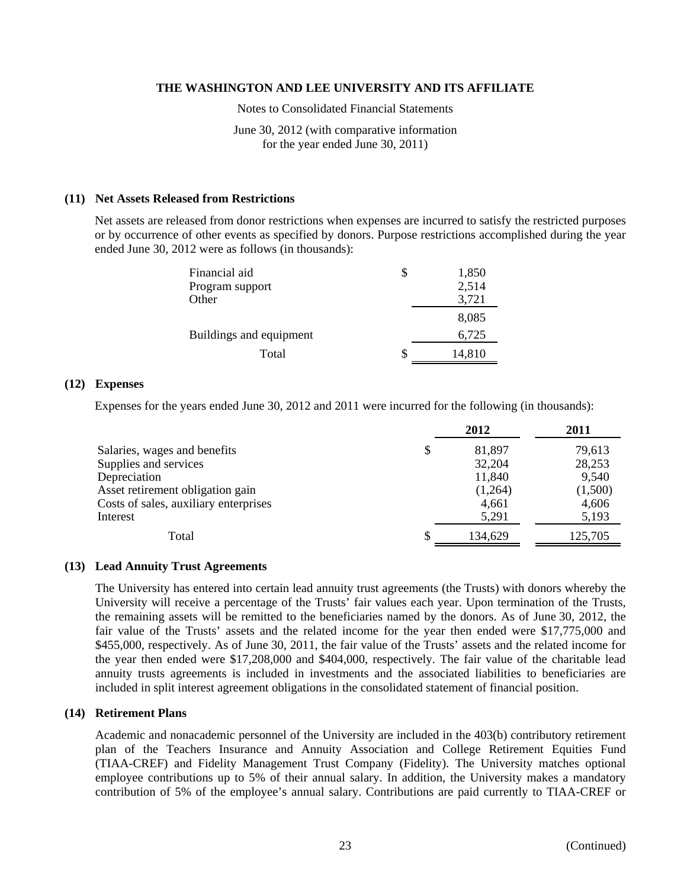# THE WASHINGTON AND LEE UNIVERSITY AND ITS AFFILIATE

Notes to Consolidated Financial Statements

June 30, 2012 (with comparative information for the year ended June 30, 2011)

### (11) Net Assets Released from Restrictions

Net assets are released from donor restrictions when expenses are incurred to satisfy the restricted purposes or by occurrence of other events as specified by donors. Purpose restrictions accomplished during the year ended June 30, 2012 were as follows (in thousands):

| | | |
|---|---|---|
| Financial aid | $ | 1,850 |
| Program support | | 2,514 |
| Other | | 3,721 |
| | | 8,085 |
| Buildings and equipment | | 6,725 |
| Total | $ | 14,810 |

### (12) Expenses

Expenses for the years ended June 30, 2012 and 2011 were incurred for the following (in thousands):

| | | 2012 | 2011 |
|---|---|---|---|
| Salaries, wages and benefits | $ | 81,897 | 79,613 |
| Supplies and services | | 32,204 | 28,253 |
| Depreciation | | 11,840 | 9,540 |
| Asset retirement obligation gain | | (1,264) | (1,500) |
| Costs of sales, auxiliary enterprises | | 4,661 | 4,606 |
| Interest | | 5,291 | 5,193 |
| Total | $ | 134,629 | 125,705 |

### (13) Lead Annuity Trust Agreements

The University has entered into certain lead annuity trust agreements (the Trusts) with donors whereby the University will receive a percentage of the Trusts' fair values each year. Upon termination of the Trusts, the remaining assets will be remitted to the beneficiaries named by the donors. As of June 30, 2012, the fair value of the Trusts' assets and the related income for the year then ended were $17,775,000 and $455,000, respectively. As of June 30, 2011, the fair value of the Trusts' assets and the related income for the year then ended were $17,208,000 and $404,000, respectively. The fair value of the charitable lead annuity trusts agreements is included in investments and the associated liabilities to beneficiaries are included in split interest agreement obligations in the consolidated statement of financial position.

### (14) Retirement Plans

Academic and nonacademic personnel of the University are included in the 403(b) contributory retirement plan of the Teachers Insurance and Annuity Association and College Retirement Equities Fund (TIAA-CREF) and Fidelity Management Trust Company (Fidelity). The University matches optional employee contributions up to 5% of their annual salary. In addition, the University makes a mandatory contribution of 5% of the employee's annual salary. Contributions are paid currently to TIAA-CREF or

(Continued)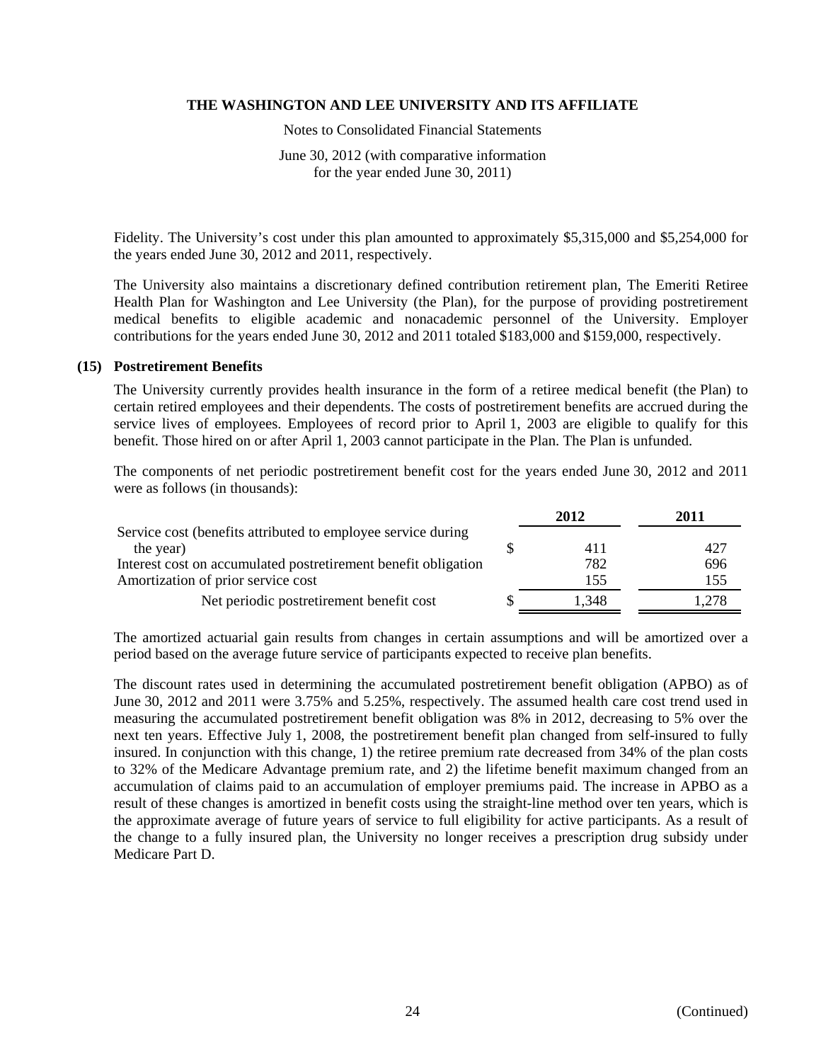Fidelity. The University's cost under this plan amounted to approximately \$5,315,000 and \$5,254,000 for the years ended June 30, 2012 and 2011, respectively.

The University also maintains a discretionary defined contribution retirement plan, The Emeriti Retiree Health Plan for Washington and Lee University (the Plan), for the purpose of providing postretirement medical benefits to eligible academic and nonacademic personnel of the University. Employer contributions for the years ended June 30, 2012 and 2011 totaled \$183,000 and \$159,000, respectively.

## (15) Postretirement Benefits

The University currently provides health insurance in the form of a retiree medical benefit (the Plan) to certain retired employees and their dependents. The costs of postretirement benefits are accrued during the service lives of employees. Employees of record prior to April 1, 2003 are eligible to qualify for this benefit. Those hired on or after April 1, 2003 cannot participate in the Plan. The Plan is unfunded.

The components of net periodic postretirement benefit cost for the years ended June 30, 2012 and 2011 were as follows (in thousands):

| | 2012 | 2011 |
|---|---|---|
| Service cost (benefits attributed to employee service during the year) | \$ 411 | 427 |
| Interest cost on accumulated postretirement benefit obligation | 782 | 696 |
| Amortization of prior service cost | 155 | 155 |
| Net periodic postretirement benefit cost | \$ 1,348 | 1,278 |

The amortized actuarial gain results from changes in certain assumptions and will be amortized over a period based on the average future service of participants expected to receive plan benefits.

The discount rates used in determining the accumulated postretirement benefit obligation (APBO) as of June 30, 2012 and 2011 were 3.75% and 5.25%, respectively. The assumed health care cost trend used in measuring the accumulated postretirement benefit obligation was 8% in 2012, decreasing to 5% over the next ten years. Effective July 1, 2008, the postretirement benefit plan changed from self-insured to fully insured. In conjunction with this change, 1) the retiree premium rate decreased from 34% of the plan costs to 32% of the Medicare Advantage premium rate, and 2) the lifetime benefit maximum changed from an accumulation of claims paid to an accumulation of employer premiums paid. The increase in APBO as a result of these changes is amortized in benefit costs using the straight-line method over ten years, which is the approximate average of future years of service to full eligibility for active participants. As a result of the change to a fully insured plan, the University no longer receives a prescription drug subsidy under Medicare Part D.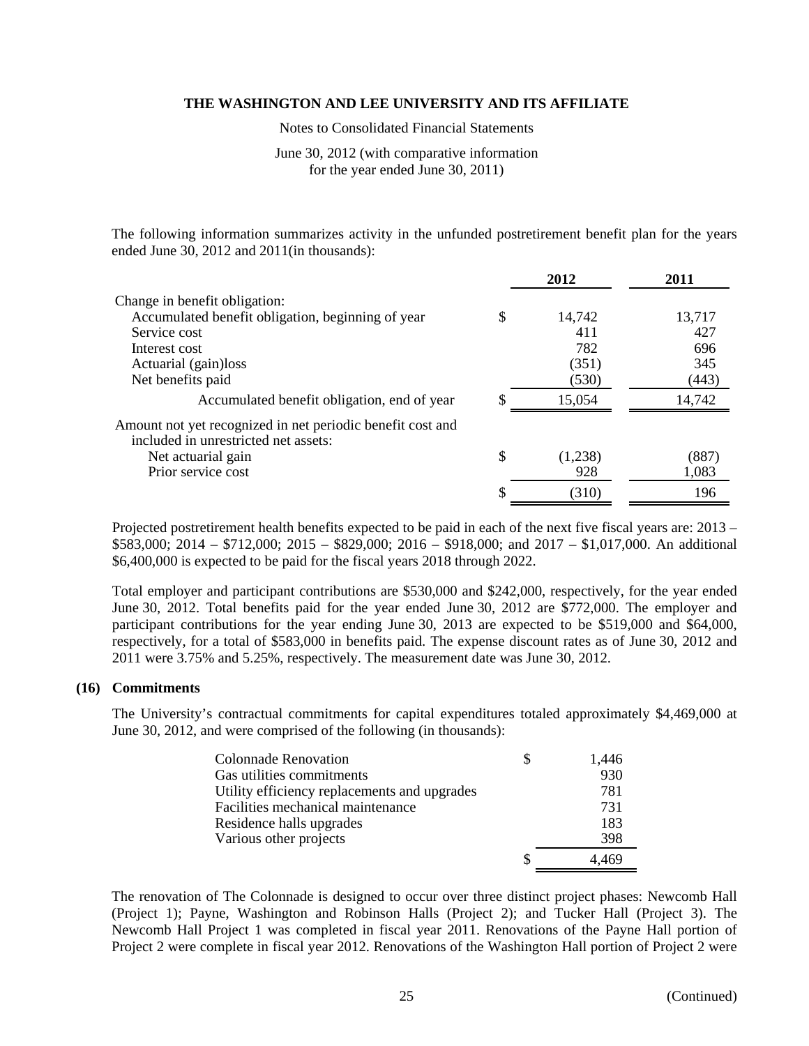The following information summarizes activity in the unfunded postretirement benefit plan for the years ended June 30, 2012 and 2011(in thousands):

| | | 2012 | 2011 |
|---|---|---|---|
| Change in benefit obligation: | | | |
| Accumulated benefit obligation, beginning of year | $ | 14,742 | 13,717 |
| Service cost | | 411 | 427 |
| Interest cost | | 782 | 696 |
| Actuarial (gain)loss | | (351) | 345 |
| Net benefits paid | | (530) | (443) |
| Accumulated benefit obligation, end of year | $ | 15,054 | 14,742 |
| Amount not yet recognized in net periodic benefit cost and included in unrestricted net assets: | | | |
| Net actuarial gain | $ | (1,238) | (887) |
| Prior service cost | | 928 | 1,083 |
| | $ | (310) | 196 |

Projected postretirement health benefits expected to be paid in each of the next five fiscal years are: 2013 – \$583,000; 2014 – \$712,000; 2015 – \$829,000; 2016 – \$918,000; and 2017 – \$1,017,000. An additional \$6,400,000 is expected to be paid for the fiscal years 2018 through 2022.

Total employer and participant contributions are \$530,000 and \$242,000, respectively, for the year ended June 30, 2012. Total benefits paid for the year ended June 30, 2012 are \$772,000. The employer and participant contributions for the year ending June 30, 2013 are expected to be \$519,000 and \$64,000, respectively, for a total of \$583,000 in benefits paid. The expense discount rates as of June 30, 2012 and 2011 were 3.75% and 5.25%, respectively. The measurement date was June 30, 2012.

## (16) Commitments

The University's contractual commitments for capital expenditures totaled approximately \$4,469,000 at June 30, 2012, and were comprised of the following (in thousands):

| | | |
|---|---|---|
| Colonnade Renovation | $ | 1,446 |
| Gas utilities commitments | | 930 |
| Utility efficiency replacements and upgrades | | 781 |
| Facilities mechanical maintenance | | 731 |
| Residence halls upgrades | | 183 |
| Various other projects | | 398 |
| | $ | 4,469 |

The renovation of The Colonnade is designed to occur over three distinct project phases: Newcomb Hall (Project 1); Payne, Washington and Robinson Halls (Project 2); and Tucker Hall (Project 3). The Newcomb Hall Project 1 was completed in fiscal year 2011. Renovations of the Payne Hall portion of Project 2 were complete in fiscal year 2012. Renovations of the Washington Hall portion of Project 2 were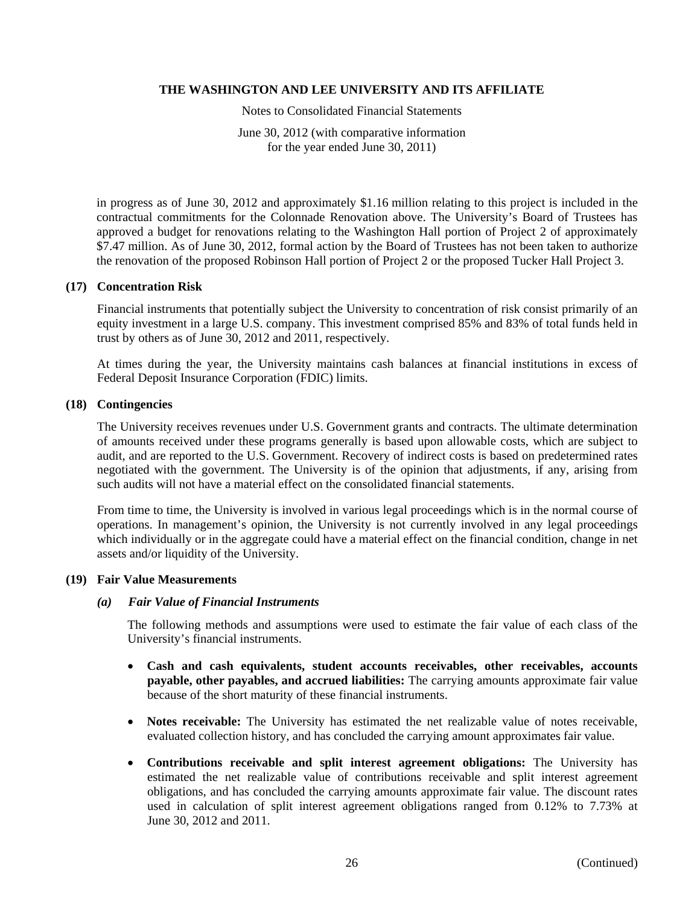in progress as of June 30, 2012 and approximately $1.16 million relating to this project is included in the contractual commitments for the Colonnade Renovation above. The University's Board of Trustees has approved a budget for renovations relating to the Washington Hall portion of Project 2 of approximately $7.47 million. As of June 30, 2012, formal action by the Board of Trustees has not been taken to authorize the renovation of the proposed Robinson Hall portion of Project 2 or the proposed Tucker Hall Project 3.

## (17) Concentration Risk

Financial instruments that potentially subject the University to concentration of risk consist primarily of an equity investment in a large U.S. company. This investment comprised 85% and 83% of total funds held in trust by others as of June 30, 2012 and 2011, respectively.

At times during the year, the University maintains cash balances at financial institutions in excess of Federal Deposit Insurance Corporation (FDIC) limits.

## (18) Contingencies

The University receives revenues under U.S. Government grants and contracts. The ultimate determination of amounts received under these programs generally is based upon allowable costs, which are subject to audit, and are reported to the U.S. Government. Recovery of indirect costs is based on predetermined rates negotiated with the government. The University is of the opinion that adjustments, if any, arising from such audits will not have a material effect on the consolidated financial statements.

From time to time, the University is involved in various legal proceedings which is in the normal course of operations. In management's opinion, the University is not currently involved in any legal proceedings which individually or in the aggregate could have a material effect on the financial condition, change in net assets and/or liquidity of the University.

## (19) Fair Value Measurements

### *(a) Fair Value of Financial Instruments*

The following methods and assumptions were used to estimate the fair value of each class of the University's financial instruments.

- **Cash and cash equivalents, student accounts receivables, other receivables, accounts payable, other payables, and accrued liabilities:** The carrying amounts approximate fair value because of the short maturity of these financial instruments.
- **Notes receivable:** The University has estimated the net realizable value of notes receivable, evaluated collection history, and has concluded the carrying amount approximates fair value.
- **Contributions receivable and split interest agreement obligations:** The University has estimated the net realizable value of contributions receivable and split interest agreement obligations, and has concluded the carrying amounts approximate fair value. The discount rates used in calculation of split interest agreement obligations ranged from 0.12% to 7.73% at June 30, 2012 and 2011.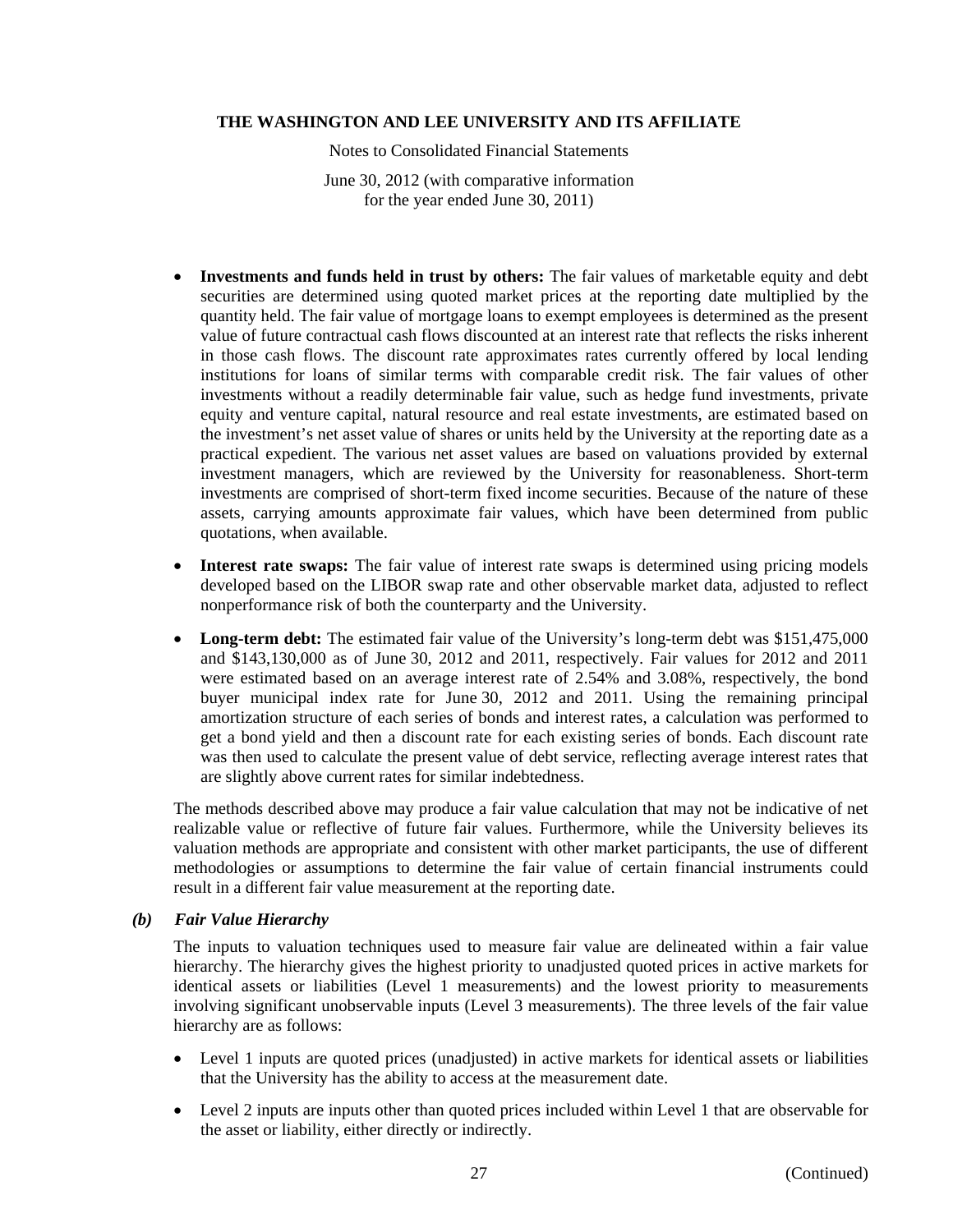- **Investments and funds held in trust by others:** The fair values of marketable equity and debt securities are determined using quoted market prices at the reporting date multiplied by the quantity held. The fair value of mortgage loans to exempt employees is determined as the present value of future contractual cash flows discounted at an interest rate that reflects the risks inherent in those cash flows. The discount rate approximates rates currently offered by local lending institutions for loans of similar terms with comparable credit risk. The fair values of other investments without a readily determinable fair value, such as hedge fund investments, private equity and venture capital, natural resource and real estate investments, are estimated based on the investment's net asset value of shares or units held by the University at the reporting date as a practical expedient. The various net asset values are based on valuations provided by external investment managers, which are reviewed by the University for reasonableness. Short-term investments are comprised of short-term fixed income securities. Because of the nature of these assets, carrying amounts approximate fair values, which have been determined from public quotations, when available.

- **Interest rate swaps:** The fair value of interest rate swaps is determined using pricing models developed based on the LIBOR swap rate and other observable market data, adjusted to reflect nonperformance risk of both the counterparty and the University.

- **Long-term debt:** The estimated fair value of the University's long-term debt was $151,475,000 and $143,130,000 as of June 30, 2012 and 2011, respectively. Fair values for 2012 and 2011 were estimated based on an average interest rate of 2.54% and 3.08%, respectively, the bond buyer municipal index rate for June 30, 2012 and 2011. Using the remaining principal amortization structure of each series of bonds and interest rates, a calculation was performed to get a bond yield and then a discount rate for each existing series of bonds. Each discount rate was then used to calculate the present value of debt service, reflecting average interest rates that are slightly above current rates for similar indebtedness.

The methods described above may produce a fair value calculation that may not be indicative of net realizable value or reflective of future fair values. Furthermore, while the University believes its valuation methods are appropriate and consistent with other market participants, the use of different methodologies or assumptions to determine the fair value of certain financial instruments could result in a different fair value measurement at the reporting date.

### *(b) Fair Value Hierarchy*

The inputs to valuation techniques used to measure fair value are delineated within a fair value hierarchy. The hierarchy gives the highest priority to unadjusted quoted prices in active markets for identical assets or liabilities (Level 1 measurements) and the lowest priority to measurements involving significant unobservable inputs (Level 3 measurements). The three levels of the fair value hierarchy are as follows:

- Level 1 inputs are quoted prices (unadjusted) in active markets for identical assets or liabilities that the University has the ability to access at the measurement date.

- Level 2 inputs are inputs other than quoted prices included within Level 1 that are observable for the asset or liability, either directly or indirectly.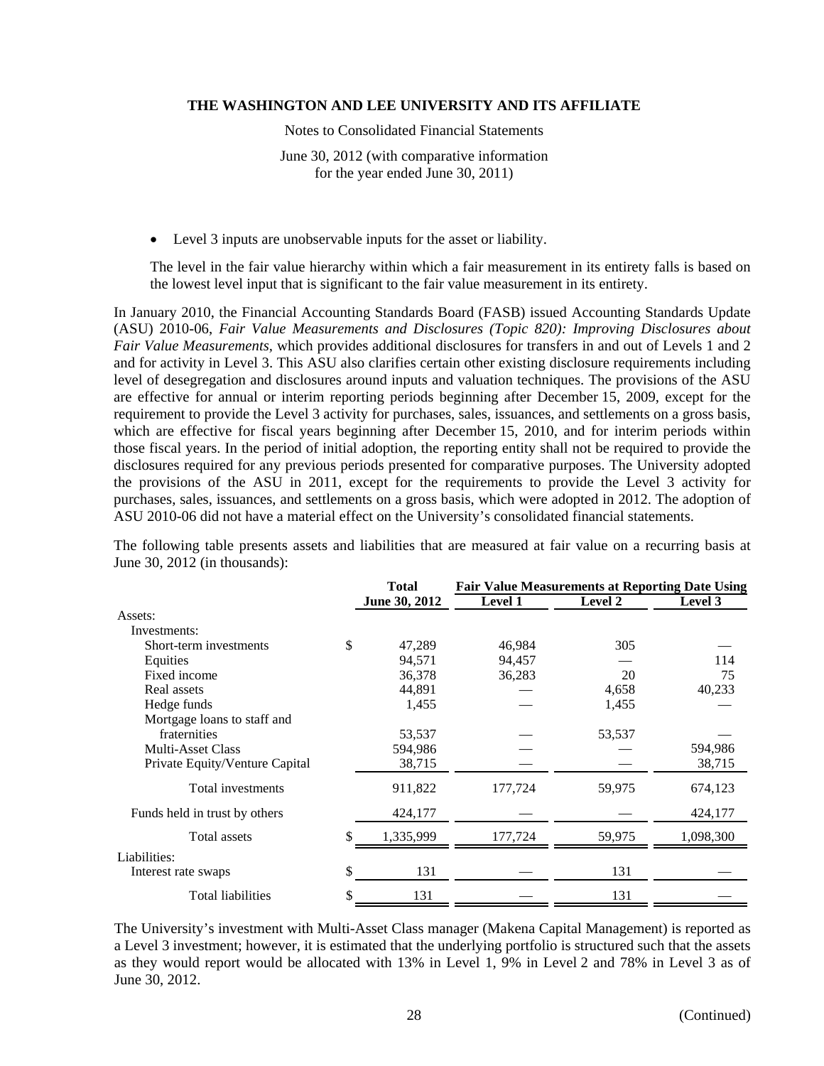- Level 3 inputs are unobservable inputs for the asset or liability.

The level in the fair value hierarchy within which a fair measurement in its entirety falls is based on the lowest level input that is significant to the fair value measurement in its entirety.

In January 2010, the Financial Accounting Standards Board (FASB) issued Accounting Standards Update (ASU) 2010-06, *Fair Value Measurements and Disclosures (Topic 820): Improving Disclosures about Fair Value Measurements*, which provides additional disclosures for transfers in and out of Levels 1 and 2 and for activity in Level 3. This ASU also clarifies certain other existing disclosure requirements including level of desegregation and disclosures around inputs and valuation techniques. The provisions of the ASU are effective for annual or interim reporting periods beginning after December 15, 2009, except for the requirement to provide the Level 3 activity for purchases, sales, issuances, and settlements on a gross basis, which are effective for fiscal years beginning after December 15, 2010, and for interim periods within those fiscal years. In the period of initial adoption, the reporting entity shall not be required to provide the disclosures required for any previous periods presented for comparative purposes. The University adopted the provisions of the ASU in 2011, except for the requirements to provide the Level 3 activity for purchases, sales, issuances, and settlements on a gross basis, which were adopted in 2012. The adoption of ASU 2010-06 did not have a material effect on the University's consolidated financial statements.

The following table presents assets and liabilities that are measured at fair value on a recurring basis at June 30, 2012 (in thousands):

| | Total | Fair Value Measurements at Reporting Date Using | | |
|---|---|---|---|---|
| | June 30, 2012 | Level 1 | Level 2 | Level 3 |
| Assets: | | | | |
| Investments: | | | | |
| Short-term investments | $ 47,289 | 46,984 | 305 | — |
| Equities | 94,571 | 94,457 | — | 114 |
| Fixed income | 36,378 | 36,283 | 20 | 75 |
| Real assets | 44,891 | — | 4,658 | 40,233 |
| Hedge funds | 1,455 | — | 1,455 | — |
| Mortgage loans to staff and fraternities | 53,537 | — | 53,537 | — |
| Multi-Asset Class | 594,986 | — | — | 594,986 |
| Private Equity/Venture Capital | 38,715 | — | — | 38,715 |
| Total investments | 911,822 | 177,724 | 59,975 | 674,123 |
| Funds held in trust by others | 424,177 | — | — | 424,177 |
| Total assets | $ 1,335,999 | 177,724 | 59,975 | 1,098,300 |
| Liabilities: | | | | |
| Interest rate swaps | $ 131 | — | 131 | — |
| Total liabilities | $ 131 | — | 131 | — |

The University's investment with Multi-Asset Class manager (Makena Capital Management) is reported as a Level 3 investment; however, it is estimated that the underlying portfolio is structured such that the assets as they would report would be allocated with 13% in Level 1, 9% in Level 2 and 78% in Level 3 as of June 30, 2012.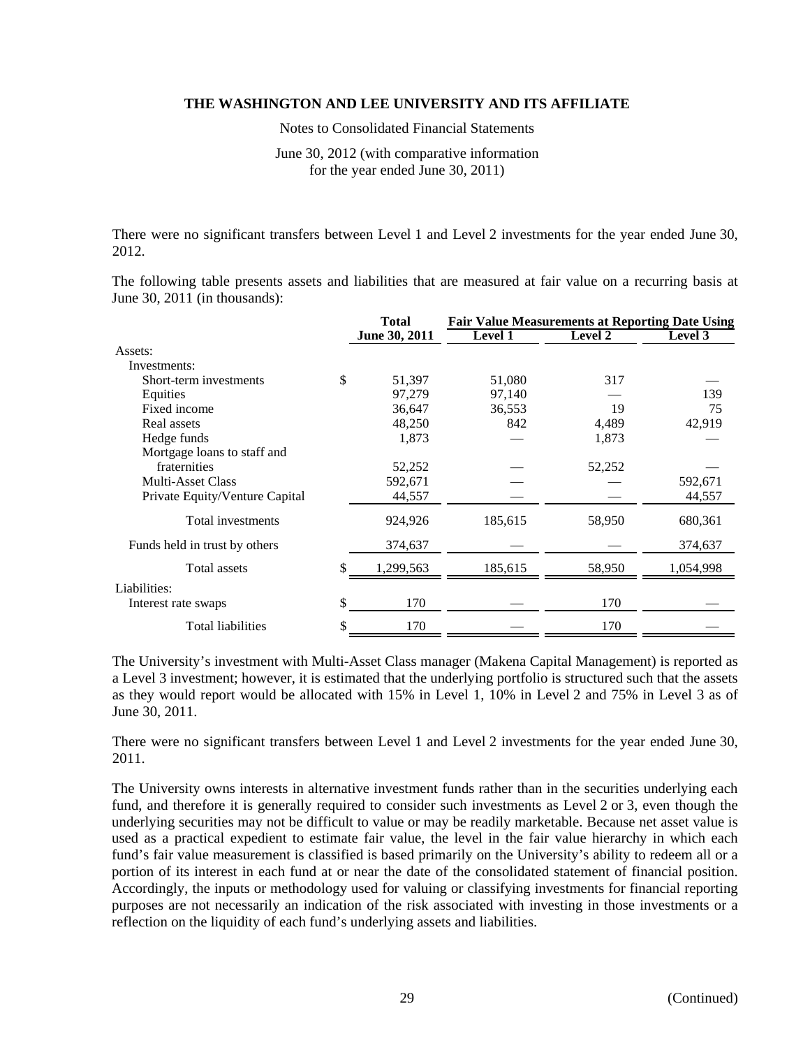There were no significant transfers between Level 1 and Level 2 investments for the year ended June 30, 2012.

The following table presents assets and liabilities that are measured at fair value on a recurring basis at June 30, 2011 (in thousands):

| | Total | Fair Value Measurements at Reporting Date Using | | |
|---|---|---|---|---|
| | June 30, 2011 | Level 1 | Level 2 | Level 3 |
| Assets: | | | | |
| Investments: | | | | |
| Short-term investments | $ 51,397 | 51,080 | 317 | — |
| Equities | 97,279 | 97,140 | — | 139 |
| Fixed income | 36,647 | 36,553 | 19 | 75 |
| Real assets | 48,250 | 842 | 4,489 | 42,919 |
| Hedge funds | 1,873 | — | 1,873 | — |
| Mortgage loans to staff and fraternities | 52,252 | — | 52,252 | — |
| Multi-Asset Class | 592,671 | — | — | 592,671 |
| Private Equity/Venture Capital | 44,557 | — | — | 44,557 |
| Total investments | 924,926 | 185,615 | 58,950 | 680,361 |
| Funds held in trust by others | 374,637 | — | — | 374,637 |
| Total assets | $ 1,299,563 | 185,615 | 58,950 | 1,054,998 |
| Liabilities: | | | | |
| Interest rate swaps | $ 170 | — | 170 | — |
| Total liabilities | $ 170 | — | 170 | — |

The University's investment with Multi-Asset Class manager (Makena Capital Management) is reported as a Level 3 investment; however, it is estimated that the underlying portfolio is structured such that the assets as they would report would be allocated with 15% in Level 1, 10% in Level 2 and 75% in Level 3 as of June 30, 2011.

There were no significant transfers between Level 1 and Level 2 investments for the year ended June 30, 2011.

The University owns interests in alternative investment funds rather than in the securities underlying each fund, and therefore it is generally required to consider such investments as Level 2 or 3, even though the underlying securities may not be difficult to value or may be readily marketable. Because net asset value is used as a practical expedient to estimate fair value, the level in the fair value hierarchy in which each fund's fair value measurement is classified is based primarily on the University's ability to redeem all or a portion of its interest in each fund at or near the date of the consolidated statement of financial position. Accordingly, the inputs or methodology used for valuing or classifying investments for financial reporting purposes are not necessarily an indication of the risk associated with investing in those investments or a reflection on the liquidity of each fund's underlying assets and liabilities.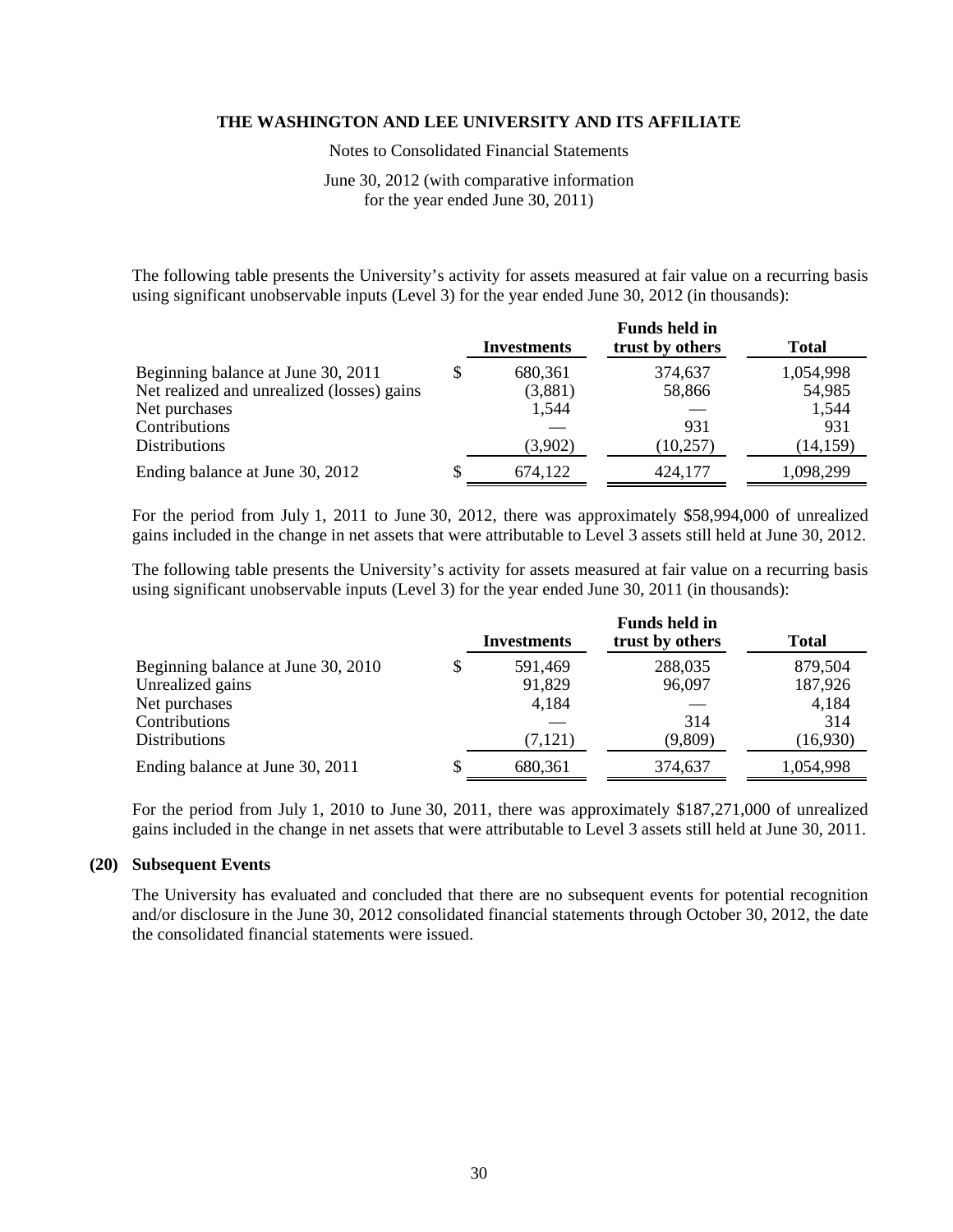**THE WASHINGTON AND LEE UNIVERSITY AND ITS AFFILIATE**

Notes to Consolidated Financial Statements

June 30, 2012 (with comparative information for the year ended June 30, 2011)

The following table presents the University's activity for assets measured at fair value on a recurring basis using significant unobservable inputs (Level 3) for the year ended June 30, 2012 (in thousands):

| | Investments | Funds held in trust by others | Total |
|---|---|---|---|
| Beginning balance at June 30, 2011 | $ 680,361 | 374,637 | 1,054,998 |
| Net realized and unrealized (losses) gains | (3,881) | 58,866 | 54,985 |
| Net purchases | 1,544 | — | 1,544 |
| Contributions | — | 931 | 931 |
| Distributions | (3,902) | (10,257) | (14,159) |
| Ending balance at June 30, 2012 | $ 674,122 | 424,177 | 1,098,299 |

For the period from July 1, 2011 to June 30, 2012, there was approximately $58,994,000 of unrealized gains included in the change in net assets that were attributable to Level 3 assets still held at June 30, 2012.

The following table presents the University's activity for assets measured at fair value on a recurring basis using significant unobservable inputs (Level 3) for the year ended June 30, 2011 (in thousands):

| | Investments | Funds held in trust by others | Total |
|---|---|---|---|
| Beginning balance at June 30, 2010 | $ 591,469 | 288,035 | 879,504 |
| Unrealized gains | 91,829 | 96,097 | 187,926 |
| Net purchases | 4,184 | — | 4,184 |
| Contributions | — | 314 | 314 |
| Distributions | (7,121) | (9,809) | (16,930) |
| Ending balance at June 30, 2011 | $ 680,361 | 374,637 | 1,054,998 |

For the period from July 1, 2010 to June 30, 2011, there was approximately $187,271,000 of unrealized gains included in the change in net assets that were attributable to Level 3 assets still held at June 30, 2011.

**(20) Subsequent Events**

The University has evaluated and concluded that there are no subsequent events for potential recognition and/or disclosure in the June 30, 2012 consolidated financial statements through October 30, 2012, the date the consolidated financial statements were issued.